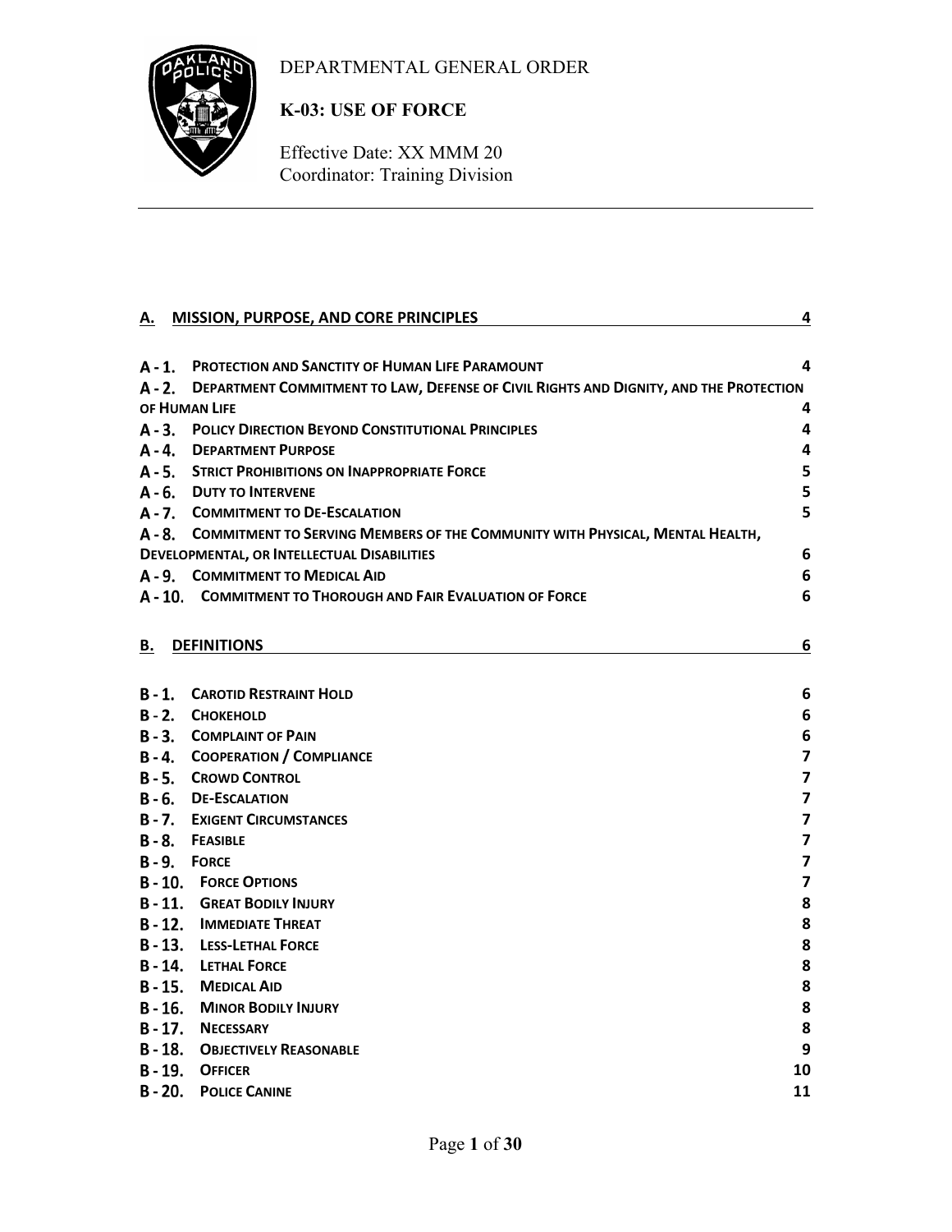DEPARTMENTAL GENERAL ORDER

# K-03: USE OF FORCE

Effective Date: XX MMM 20
Coordinator: Training Division

---

**A. MISSION, PURPOSE, AND CORE PRINCIPLES** 4

- **A - 1. PROTECTION AND SANCTITY OF HUMAN LIFE PARAMOUNT** 4
- **A - 2. DEPARTMENT COMMITMENT TO LAW, DEFENSE OF CIVIL RIGHTS AND DIGNITY, AND THE PROTECTION OF HUMAN LIFE** 4
- **A - 3. POLICY DIRECTION BEYOND CONSTITUTIONAL PRINCIPLES** 4
- **A - 4. DEPARTMENT PURPOSE** 4
- **A - 5. STRICT PROHIBITIONS ON INAPPROPRIATE FORCE** 5
- **A - 6. DUTY TO INTERVENE** 5
- **A - 7. COMMITMENT TO DE-ESCALATION** 5
- **A - 8. COMMITMENT TO SERVING MEMBERS OF THE COMMUNITY WITH PHYSICAL, MENTAL HEALTH, DEVELOPMENTAL, OR INTELLECTUAL DISABILITIES** 6
- **A - 9. COMMITMENT TO MEDICAL AID** 6
- **A - 10. COMMITMENT TO THOROUGH AND FAIR EVALUATION OF FORCE** 6

**B. DEFINITIONS** 6

- **B - 1. CAROTID RESTRAINT HOLD** 6
- **B - 2. CHOKEHOLD** 6
- **B - 3. COMPLAINT OF PAIN** 6
- **B - 4. COOPERATION / COMPLIANCE** 7
- **B - 5. CROWD CONTROL** 7
- **B - 6. DE-ESCALATION** 7
- **B - 7. EXIGENT CIRCUMSTANCES** 7
- **B - 8. FEASIBLE** 7
- **B - 9. FORCE** 7
- **B - 10. FORCE OPTIONS** 7
- **B - 11. GREAT BODILY INJURY** 8
- **B - 12. IMMEDIATE THREAT** 8
- **B - 13. LESS-LETHAL FORCE** 8
- **B - 14. LETHAL FORCE** 8
- **B - 15. MEDICAL AID** 8
- **B - 16. MINOR BODILY INJURY** 8
- **B - 17. NECESSARY** 8
- **B - 18. OBJECTIVELY REASONABLE** 9
- **B - 19. OFFICER** 10
- **B - 20. POLICE CANINE** 11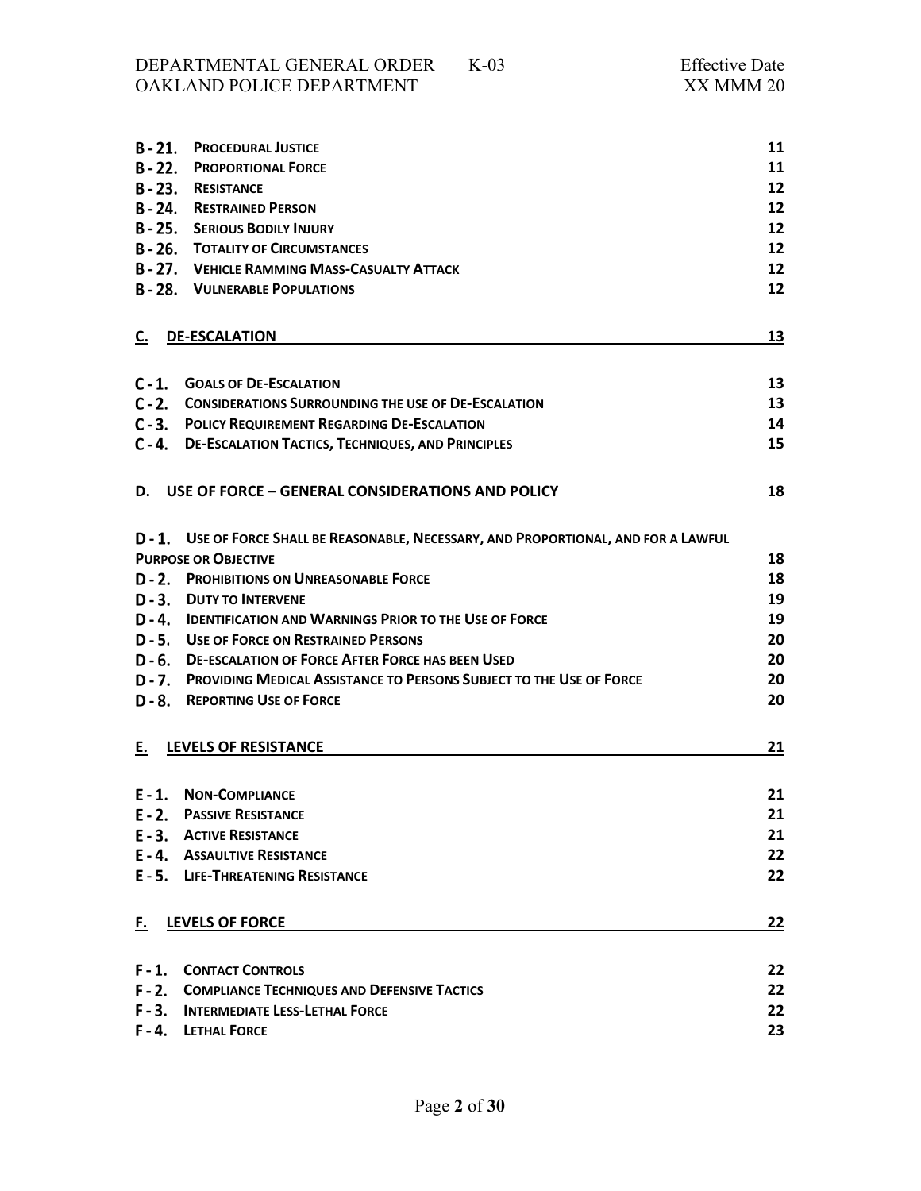| | | |
|---|---|---|
| B - 21. | PROCEDURAL JUSTICE | 11 |
| B - 22. | PROPORTIONAL FORCE | 11 |
| B - 23. | RESISTANCE | 12 |
| B - 24. | RESTRAINED PERSON | 12 |
| B - 25. | SERIOUS BODILY INJURY | 12 |
| B - 26. | TOTALITY OF CIRCUMSTANCES | 12 |
| B - 27. | VEHICLE RAMMING MASS-CASUALTY ATTACK | 12 |
| B - 28. | VULNERABLE POPULATIONS | 12 |

**C. DE-ESCALATION** 13

| | | |
|---|---|---|
| C - 1. | GOALS OF DE-ESCALATION | 13 |
| C - 2. | CONSIDERATIONS SURROUNDING THE USE OF DE-ESCALATION | 13 |
| C - 3. | POLICY REQUIREMENT REGARDING DE-ESCALATION | 14 |
| C - 4. | DE-ESCALATION TACTICS, TECHNIQUES, AND PRINCIPLES | 15 |

**D. USE OF FORCE – GENERAL CONSIDERATIONS AND POLICY** 18

| | | |
|---|---|---|
| D - 1. | USE OF FORCE SHALL BE REASONABLE, NECESSARY, AND PROPORTIONAL, AND FOR A LAWFUL PURPOSE OR OBJECTIVE | 18 |
| D - 2. | PROHIBITIONS ON UNREASONABLE FORCE | 18 |
| D - 3. | DUTY TO INTERVENE | 19 |
| D - 4. | IDENTIFICATION AND WARNINGS PRIOR TO THE USE OF FORCE | 19 |
| D - 5. | USE OF FORCE ON RESTRAINED PERSONS | 20 |
| D - 6. | DE-ESCALATION OF FORCE AFTER FORCE HAS BEEN USED | 20 |
| D - 7. | PROVIDING MEDICAL ASSISTANCE TO PERSONS SUBJECT TO THE USE OF FORCE | 20 |
| D - 8. | REPORTING USE OF FORCE | 20 |

**E. LEVELS OF RESISTANCE** 21

| | | |
|---|---|---|
| E - 1. | NON-COMPLIANCE | 21 |
| E - 2. | PASSIVE RESISTANCE | 21 |
| E - 3. | ACTIVE RESISTANCE | 21 |
| E - 4. | ASSAULTIVE RESISTANCE | 22 |
| E - 5. | LIFE-THREATENING RESISTANCE | 22 |

**F. LEVELS OF FORCE** 22

| | | |
|---|---|---|
| F - 1. | CONTACT CONTROLS | 22 |
| F - 2. | COMPLIANCE TECHNIQUES AND DEFENSIVE TACTICS | 22 |
| F - 3. | INTERMEDIATE LESS-LETHAL FORCE | 22 |
| F - 4. | LETHAL FORCE | 23 |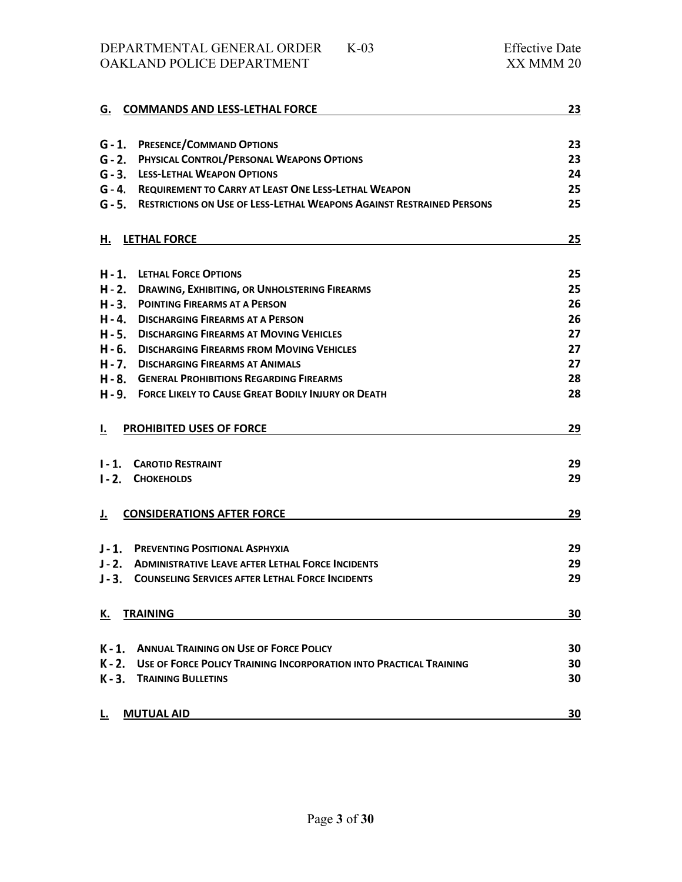| | | |
|---|---|---|
| **G.** | **COMMANDS AND LESS-LETHAL FORCE** | **23** |
| **G - 1.** | **PRESENCE/COMMAND OPTIONS** | **23** |
| **G - 2.** | **PHYSICAL CONTROL/PERSONAL WEAPONS OPTIONS** | **23** |
| **G - 3.** | **LESS-LETHAL WEAPON OPTIONS** | **24** |
| **G - 4.** | **REQUIREMENT TO CARRY AT LEAST ONE LESS-LETHAL WEAPON** | **25** |
| **G - 5.** | **RESTRICTIONS ON USE OF LESS-LETHAL WEAPONS AGAINST RESTRAINED PERSONS** | **25** |
| **H.** | **LETHAL FORCE** | **25** |
| **H - 1.** | **LETHAL FORCE OPTIONS** | **25** |
| **H - 2.** | **DRAWING, EXHIBITING, OR UNHOLSTERING FIREARMS** | **25** |
| **H - 3.** | **POINTING FIREARMS AT A PERSON** | **26** |
| **H - 4.** | **DISCHARGING FIREARMS AT A PERSON** | **26** |
| **H - 5.** | **DISCHARGING FIREARMS AT MOVING VEHICLES** | **27** |
| **H - 6.** | **DISCHARGING FIREARMS FROM MOVING VEHICLES** | **27** |
| **H - 7.** | **DISCHARGING FIREARMS AT ANIMALS** | **27** |
| **H - 8.** | **GENERAL PROHIBITIONS REGARDING FIREARMS** | **28** |
| **H - 9.** | **FORCE LIKELY TO CAUSE GREAT BODILY INJURY OR DEATH** | **28** |
| **I.** | **PROHIBITED USES OF FORCE** | **29** |
| **I - 1.** | **CAROTID RESTRAINT** | **29** |
| **I - 2.** | **CHOKEHOLDS** | **29** |
| **J.** | **CONSIDERATIONS AFTER FORCE** | **29** |
| **J - 1.** | **PREVENTING POSITIONAL ASPHYXIA** | **29** |
| **J - 2.** | **ADMINISTRATIVE LEAVE AFTER LETHAL FORCE INCIDENTS** | **29** |
| **J - 3.** | **COUNSELING SERVICES AFTER LETHAL FORCE INCIDENTS** | **29** |
| **K.** | **TRAINING** | **30** |
| **K - 1.** | **ANNUAL TRAINING ON USE OF FORCE POLICY** | **30** |
| **K - 2.** | **USE OF FORCE POLICY TRAINING INCORPORATION INTO PRACTICAL TRAINING** | **30** |
| **K - 3.** | **TRAINING BULLETINS** | **30** |
| **L.** | **MUTUAL AID** | **30** |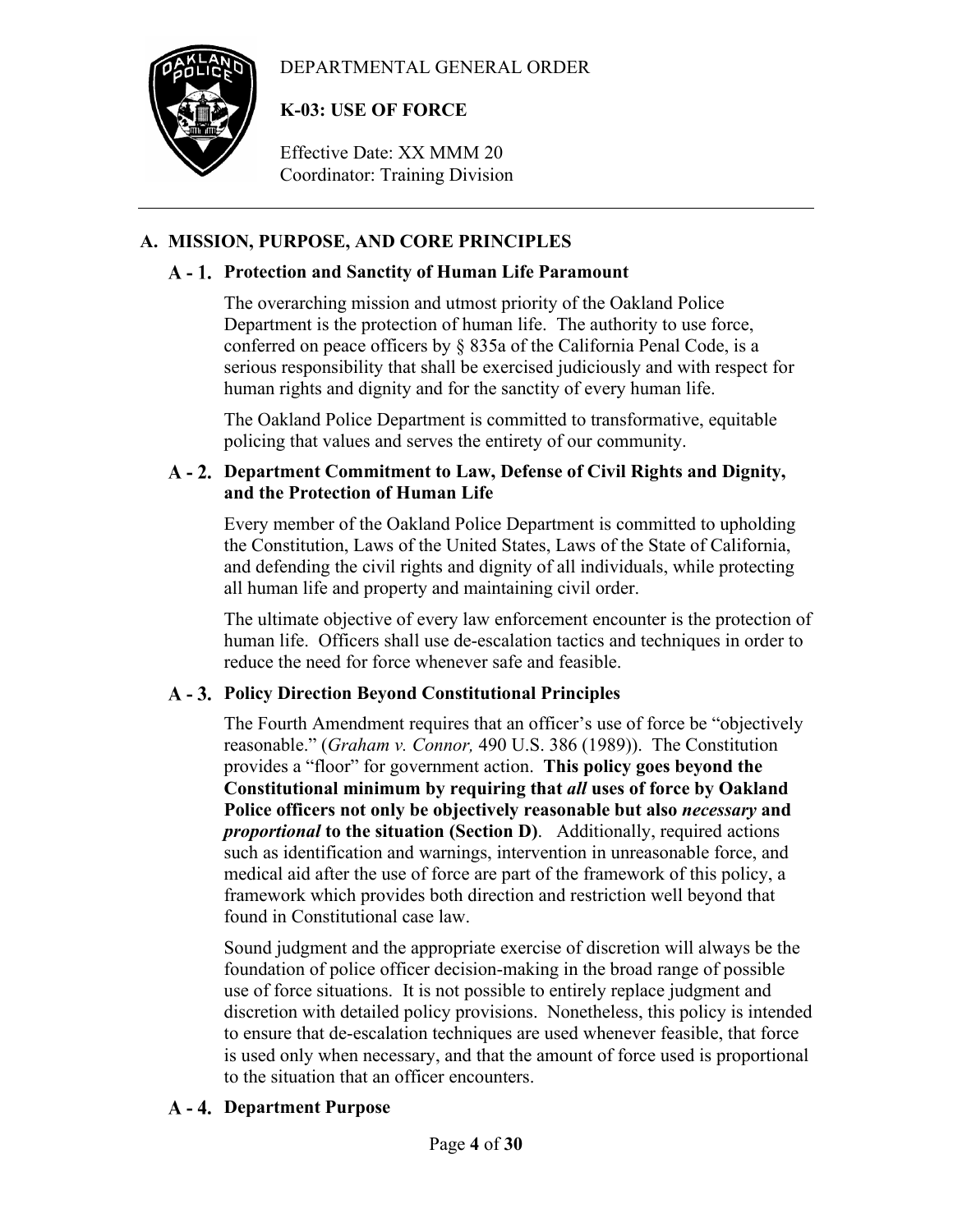DEPARTMENTAL GENERAL ORDER

**K-03: USE OF FORCE**

Effective Date: XX MMM 20
Coordinator: Training Division

## A. MISSION, PURPOSE, AND CORE PRINCIPLES

### A - 1. Protection and Sanctity of Human Life Paramount

The overarching mission and utmost priority of the Oakland Police Department is the protection of human life. The authority to use force, conferred on peace officers by § 835a of the California Penal Code, is a serious responsibility that shall be exercised judiciously and with respect for human rights and dignity and for the sanctity of every human life.

The Oakland Police Department is committed to transformative, equitable policing that values and serves the entirety of our community.

### A - 2. Department Commitment to Law, Defense of Civil Rights and Dignity, and the Protection of Human Life

Every member of the Oakland Police Department is committed to upholding the Constitution, Laws of the United States, Laws of the State of California, and defending the civil rights and dignity of all individuals, while protecting all human life and property and maintaining civil order.

The ultimate objective of every law enforcement encounter is the protection of human life. Officers shall use de-escalation tactics and techniques in order to reduce the need for force whenever safe and feasible.

### A - 3. Policy Direction Beyond Constitutional Principles

The Fourth Amendment requires that an officer's use of force be "objectively reasonable." (*Graham v. Connor,* 490 U.S. 386 (1989)). The Constitution provides a "floor" for government action. **This policy goes beyond the Constitutional minimum by requiring that *all* uses of force by Oakland Police officers not only be objectively reasonable but also *necessary* and *proportional* to the situation (Section D)**. Additionally, required actions such as identification and warnings, intervention in unreasonable force, and medical aid after the use of force are part of the framework of this policy, a framework which provides both direction and restriction well beyond that found in Constitutional case law.

Sound judgment and the appropriate exercise of discretion will always be the foundation of police officer decision-making in the broad range of possible use of force situations. It is not possible to entirely replace judgment and discretion with detailed policy provisions. Nonetheless, this policy is intended to ensure that de-escalation techniques are used whenever feasible, that force is used only when necessary, and that the amount of force used is proportional to the situation that an officer encounters.

### A - 4. Department Purpose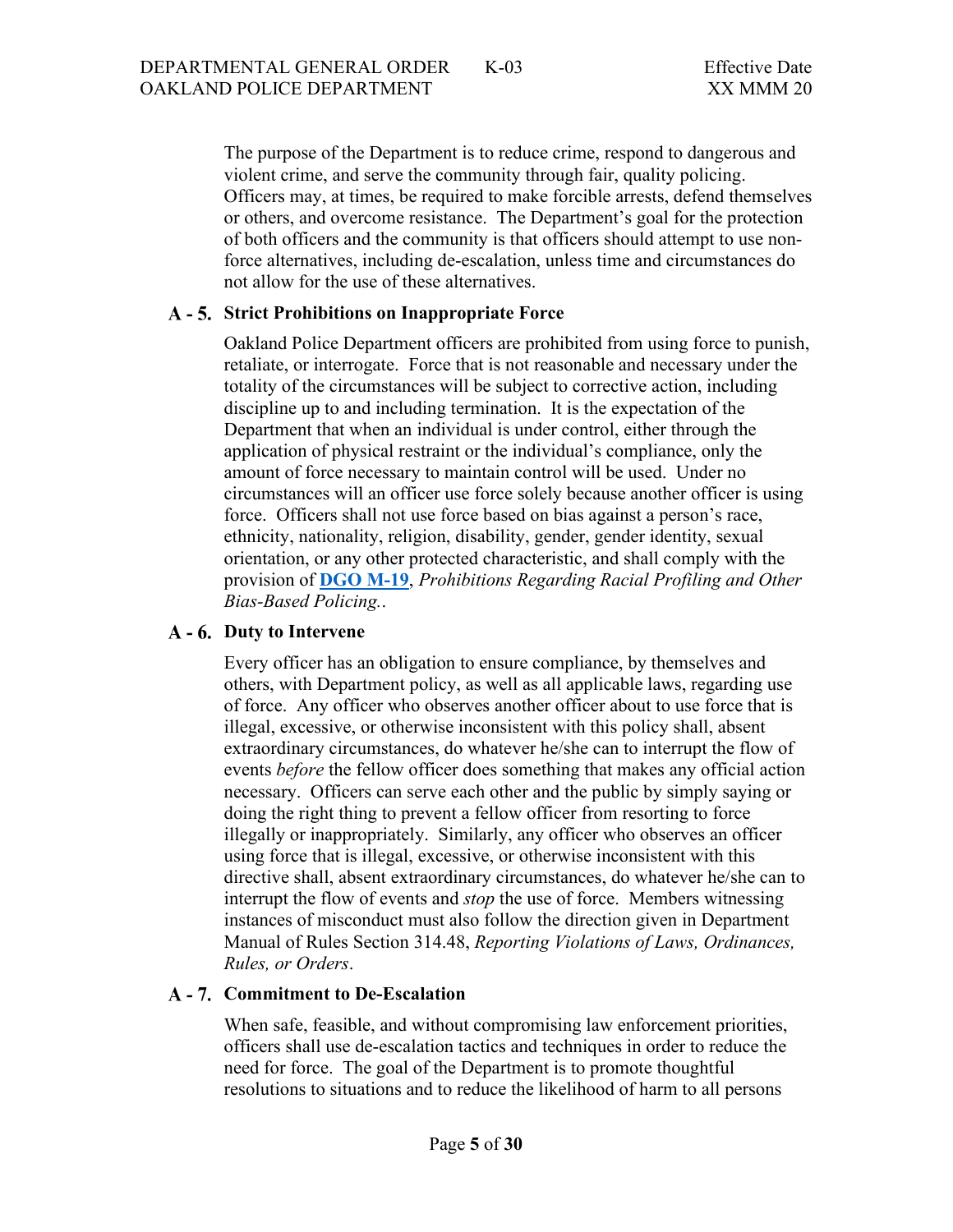The purpose of the Department is to reduce crime, respond to dangerous and violent crime, and serve the community through fair, quality policing. Officers may, at times, be required to make forcible arrests, defend themselves or others, and overcome resistance. The Department's goal for the protection of both officers and the community is that officers should attempt to use non-force alternatives, including de-escalation, unless time and circumstances do not allow for the use of these alternatives.

### A - 5. Strict Prohibitions on Inappropriate Force

Oakland Police Department officers are prohibited from using force to punish, retaliate, or interrogate. Force that is not reasonable and necessary under the totality of the circumstances will be subject to corrective action, including discipline up to and including termination. It is the expectation of the Department that when an individual is under control, either through the application of physical restraint or the individual's compliance, only the amount of force necessary to maintain control will be used. Under no circumstances will an officer use force solely because another officer is using force. Officers shall not use force based on bias against a person's race, ethnicity, nationality, religion, disability, gender, gender identity, sexual orientation, or any other protected characteristic, and shall comply with the provision of **DGO M-19**, *Prohibitions Regarding Racial Profiling and Other Bias-Based Policing.*.

### A - 6. Duty to Intervene

Every officer has an obligation to ensure compliance, by themselves and others, with Department policy, as well as all applicable laws, regarding use of force. Any officer who observes another officer about to use force that is illegal, excessive, or otherwise inconsistent with this policy shall, absent extraordinary circumstances, do whatever he/she can to interrupt the flow of events *before* the fellow officer does something that makes any official action necessary. Officers can serve each other and the public by simply saying or doing the right thing to prevent a fellow officer from resorting to force illegally or inappropriately. Similarly, any officer who observes an officer using force that is illegal, excessive, or otherwise inconsistent with this directive shall, absent extraordinary circumstances, do whatever he/she can to interrupt the flow of events and *stop* the use of force. Members witnessing instances of misconduct must also follow the direction given in Department Manual of Rules Section 314.48, *Reporting Violations of Laws, Ordinances, Rules, or Orders*.

### A - 7. Commitment to De-Escalation

When safe, feasible, and without compromising law enforcement priorities, officers shall use de-escalation tactics and techniques in order to reduce the need for force. The goal of the Department is to promote thoughtful resolutions to situations and to reduce the likelihood of harm to all persons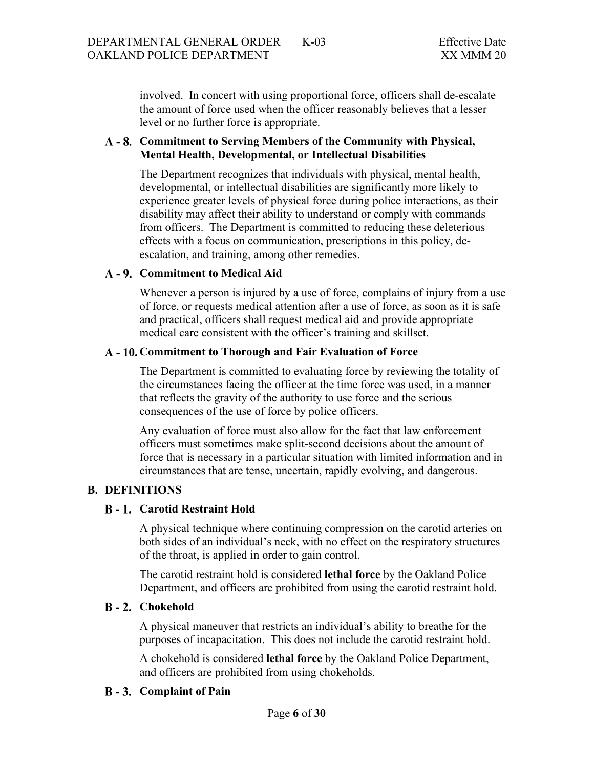involved. In concert with using proportional force, officers shall de-escalate the amount of force used when the officer reasonably believes that a lesser level or no further force is appropriate.

### A - 8. Commitment to Serving Members of the Community with Physical, Mental Health, Developmental, or Intellectual Disabilities

The Department recognizes that individuals with physical, mental health, developmental, or intellectual disabilities are significantly more likely to experience greater levels of physical force during police interactions, as their disability may affect their ability to understand or comply with commands from officers. The Department is committed to reducing these deleterious effects with a focus on communication, prescriptions in this policy, de-escalation, and training, among other remedies.

### A - 9. Commitment to Medical Aid

Whenever a person is injured by a use of force, complains of injury from a use of force, or requests medical attention after a use of force, as soon as it is safe and practical, officers shall request medical aid and provide appropriate medical care consistent with the officer's training and skillset.

### A - 10. Commitment to Thorough and Fair Evaluation of Force

The Department is committed to evaluating force by reviewing the totality of the circumstances facing the officer at the time force was used, in a manner that reflects the gravity of the authority to use force and the serious consequences of the use of force by police officers.

Any evaluation of force must also allow for the fact that law enforcement officers must sometimes make split-second decisions about the amount of force that is necessary in a particular situation with limited information and in circumstances that are tense, uncertain, rapidly evolving, and dangerous.

## B. DEFINITIONS

### B - 1. Carotid Restraint Hold

A physical technique where continuing compression on the carotid arteries on both sides of an individual's neck, with no effect on the respiratory structures of the throat, is applied in order to gain control.

The carotid restraint hold is considered **lethal force** by the Oakland Police Department, and officers are prohibited from using the carotid restraint hold.

### B - 2. Chokehold

A physical maneuver that restricts an individual's ability to breathe for the purposes of incapacitation. This does not include the carotid restraint hold.

A chokehold is considered **lethal force** by the Oakland Police Department, and officers are prohibited from using chokeholds.

### B - 3. Complaint of Pain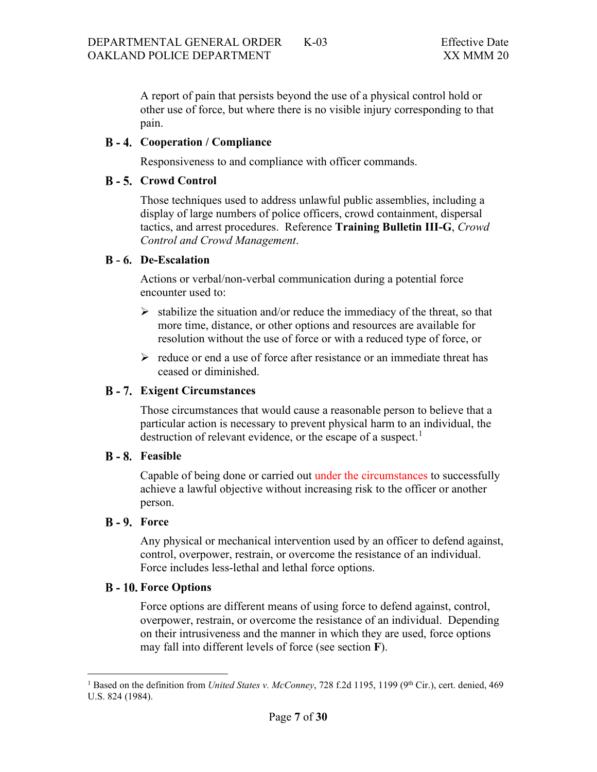A report of pain that persists beyond the use of a physical control hold or other use of force, but where there is no visible injury corresponding to that pain.

### B - 4. Cooperation / Compliance

Responsiveness to and compliance with officer commands.

### B - 5. Crowd Control

Those techniques used to address unlawful public assemblies, including a display of large numbers of police officers, crowd containment, dispersal tactics, and arrest procedures. Reference **Training Bulletin III-G**, *Crowd Control and Crowd Management*.

### B - 6. De-Escalation

Actions or verbal/non-verbal communication during a potential force encounter used to:

- stabilize the situation and/or reduce the immediacy of the threat, so that more time, distance, or other options and resources are available for resolution without the use of force or with a reduced type of force, or
- reduce or end a use of force after resistance or an immediate threat has ceased or diminished.

### B - 7. Exigent Circumstances

Those circumstances that would cause a reasonable person to believe that a particular action is necessary to prevent physical harm to an individual, the destruction of relevant evidence, or the escape of a suspect.[1]

### B - 8. Feasible

Capable of being done or carried out under the circumstances to successfully achieve a lawful objective without increasing risk to the officer or another person.

### B - 9. Force

Any physical or mechanical intervention used by an officer to defend against, control, overpower, restrain, or overcome the resistance of an individual. Force includes less-lethal and lethal force options.

### B - 10. Force Options

Force options are different means of using force to defend against, control, overpower, restrain, or overcome the resistance of an individual. Depending on their intrusiveness and the manner in which they are used, force options may fall into different levels of force (see section **F**).

---

[1] Based on the definition from *United States v. McConney*, 728 f.2d 1195, 1199 (9th Cir.), cert. denied, 469 U.S. 824 (1984).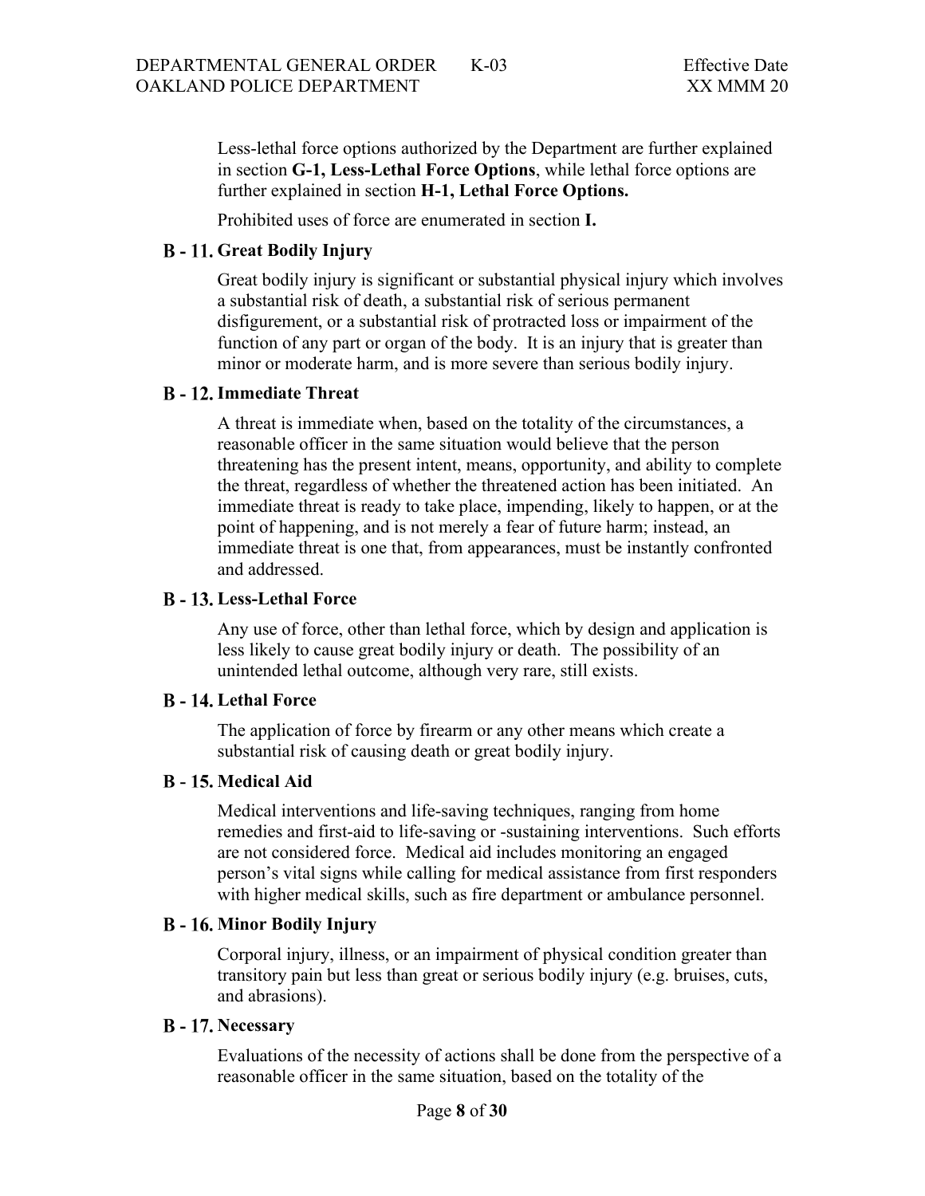Less-lethal force options authorized by the Department are further explained in section **G-1, Less-Lethal Force Options**, while lethal force options are further explained in section **H-1, Lethal Force Options.**

Prohibited uses of force are enumerated in section **I.**

### B - 11. Great Bodily Injury

Great bodily injury is significant or substantial physical injury which involves a substantial risk of death, a substantial risk of serious permanent disfigurement, or a substantial risk of protracted loss or impairment of the function of any part or organ of the body. It is an injury that is greater than minor or moderate harm, and is more severe than serious bodily injury.

### B - 12. Immediate Threat

A threat is immediate when, based on the totality of the circumstances, a reasonable officer in the same situation would believe that the person threatening has the present intent, means, opportunity, and ability to complete the threat, regardless of whether the threatened action has been initiated. An immediate threat is ready to take place, impending, likely to happen, or at the point of happening, and is not merely a fear of future harm; instead, an immediate threat is one that, from appearances, must be instantly confronted and addressed.

### B - 13. Less-Lethal Force

Any use of force, other than lethal force, which by design and application is less likely to cause great bodily injury or death. The possibility of an unintended lethal outcome, although very rare, still exists.

### B - 14. Lethal Force

The application of force by firearm or any other means which create a substantial risk of causing death or great bodily injury.

### B - 15. Medical Aid

Medical interventions and life-saving techniques, ranging from home remedies and first-aid to life-saving or -sustaining interventions. Such efforts are not considered force. Medical aid includes monitoring an engaged person's vital signs while calling for medical assistance from first responders with higher medical skills, such as fire department or ambulance personnel.

### B - 16. Minor Bodily Injury

Corporal injury, illness, or an impairment of physical condition greater than transitory pain but less than great or serious bodily injury (e.g. bruises, cuts, and abrasions).

### B - 17. Necessary

Evaluations of the necessity of actions shall be done from the perspective of a reasonable officer in the same situation, based on the totality of the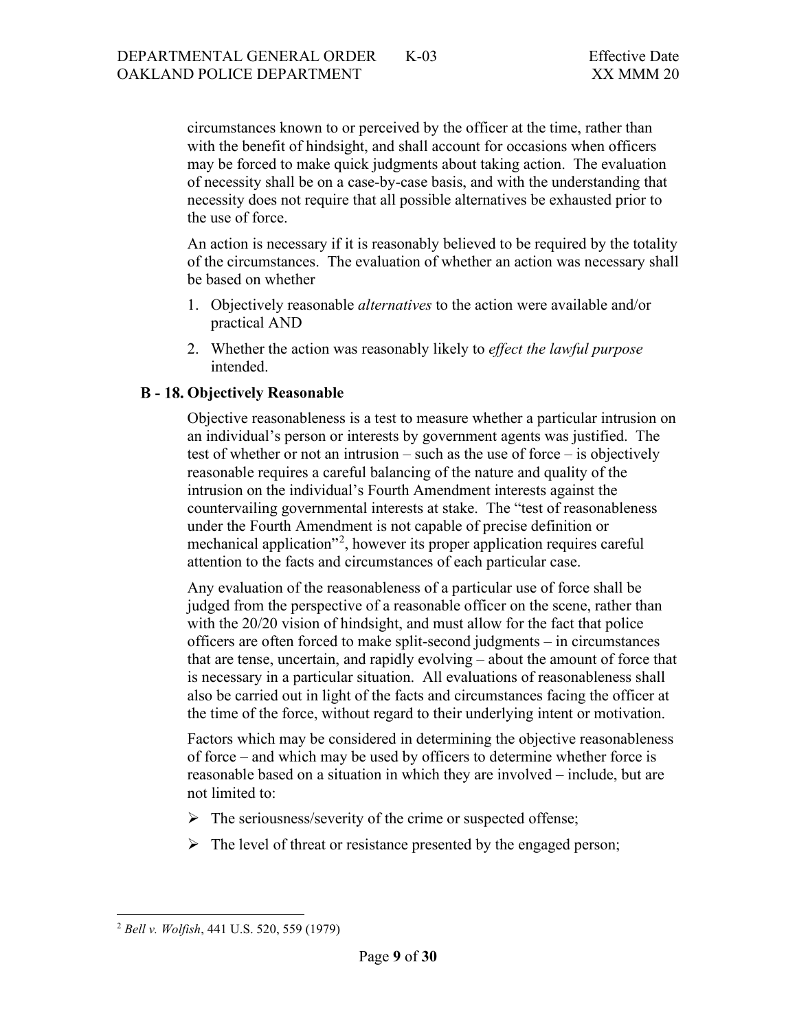circumstances known to or perceived by the officer at the time, rather than with the benefit of hindsight, and shall account for occasions when officers may be forced to make quick judgments about taking action. The evaluation of necessity shall be on a case-by-case basis, and with the understanding that necessity does not require that all possible alternatives be exhausted prior to the use of force.

An action is necessary if it is reasonably believed to be required by the totality of the circumstances. The evaluation of whether an action was necessary shall be based on whether

1. Objectively reasonable *alternatives* to the action were available and/or practical AND
2. Whether the action was reasonably likely to *effect the lawful purpose* intended.

### B - 18. Objectively Reasonable

Objective reasonableness is a test to measure whether a particular intrusion on an individual's person or interests by government agents was justified. The test of whether or not an intrusion – such as the use of force – is objectively reasonable requires a careful balancing of the nature and quality of the intrusion on the individual's Fourth Amendment interests against the countervailing governmental interests at stake. The "test of reasonableness under the Fourth Amendment is not capable of precise definition or mechanical application"[2], however its proper application requires careful attention to the facts and circumstances of each particular case.

Any evaluation of the reasonableness of a particular use of force shall be judged from the perspective of a reasonable officer on the scene, rather than with the 20/20 vision of hindsight, and must allow for the fact that police officers are often forced to make split-second judgments – in circumstances that are tense, uncertain, and rapidly evolving – about the amount of force that is necessary in a particular situation. All evaluations of reasonableness shall also be carried out in light of the facts and circumstances facing the officer at the time of the force, without regard to their underlying intent or motivation.

Factors which may be considered in determining the objective reasonableness of force – and which may be used by officers to determine whether force is reasonable based on a situation in which they are involved – include, but are not limited to:

- The seriousness/severity of the crime or suspected offense;
- The level of threat or resistance presented by the engaged person;

[2] *Bell v. Wolfish*, 441 U.S. 520, 559 (1979)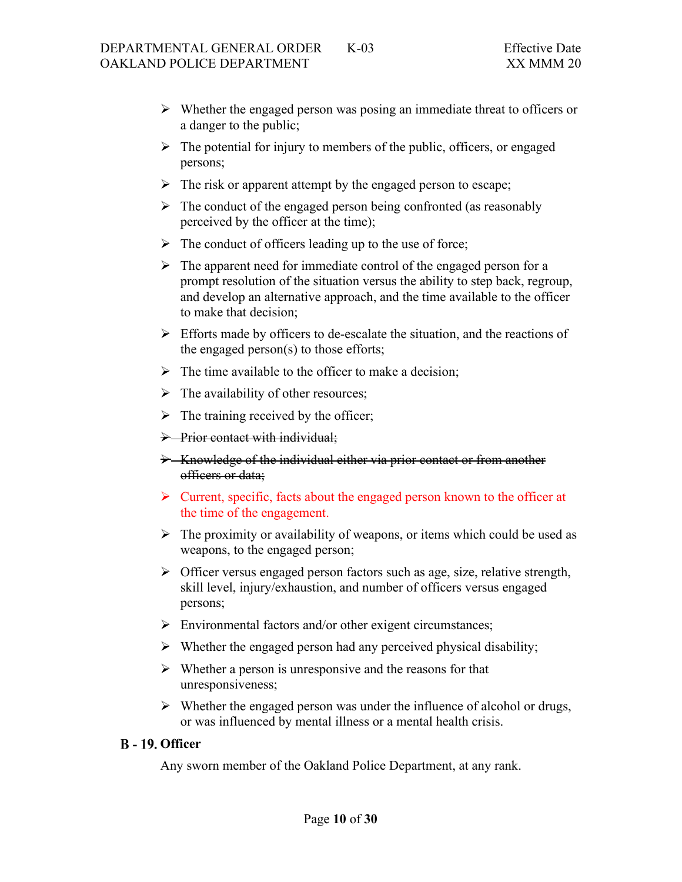- Whether the engaged person was posing an immediate threat to officers or a danger to the public;
- The potential for injury to members of the public, officers, or engaged persons;
- The risk or apparent attempt by the engaged person to escape;
- The conduct of the engaged person being confronted (as reasonably perceived by the officer at the time);
- The conduct of officers leading up to the use of force;
- The apparent need for immediate control of the engaged person for a prompt resolution of the situation versus the ability to step back, regroup, and develop an alternative approach, and the time available to the officer to make that decision;
- Efforts made by officers to de-escalate the situation, and the reactions of the engaged person(s) to those efforts;
- The time available to the officer to make a decision;
- The availability of other resources;
- The training received by the officer;
- ~~Prior contact with individual;~~
- ~~Knowledge of the individual either via prior contact or from another officers or data;~~
- Current, specific, facts about the engaged person known to the officer at the time of the engagement.
- The proximity or availability of weapons, or items which could be used as weapons, to the engaged person;
- Officer versus engaged person factors such as age, size, relative strength, skill level, injury/exhaustion, and number of officers versus engaged persons;
- Environmental factors and/or other exigent circumstances;
- Whether the engaged person had any perceived physical disability;
- Whether a person is unresponsive and the reasons for that unresponsiveness;
- Whether the engaged person was under the influence of alcohol or drugs, or was influenced by mental illness or a mental health crisis.

### B - 19. Officer

Any sworn member of the Oakland Police Department, at any rank.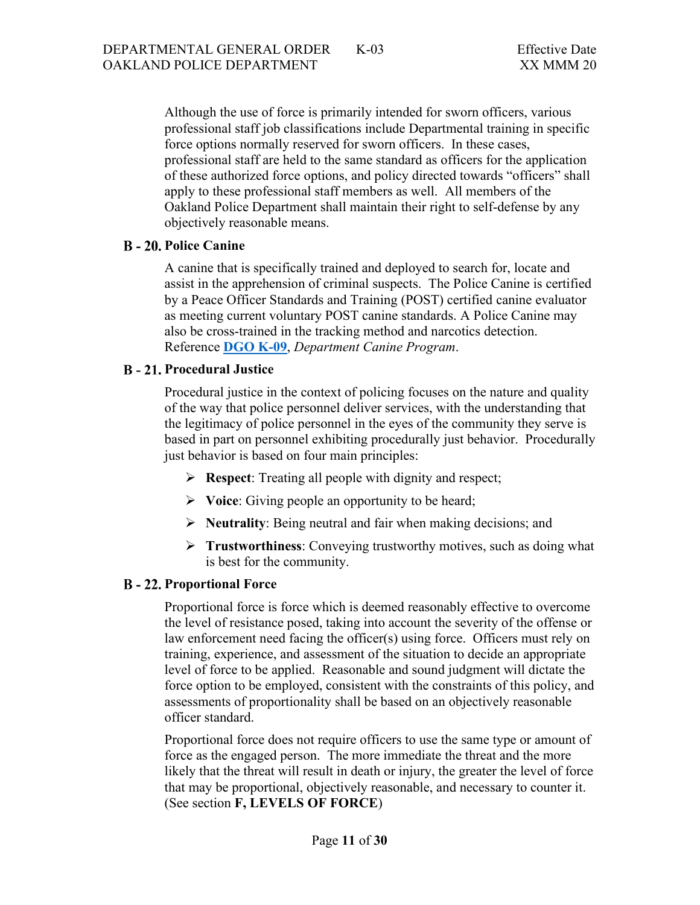Although the use of force is primarily intended for sworn officers, various professional staff job classifications include Departmental training in specific force options normally reserved for sworn officers. In these cases, professional staff are held to the same standard as officers for the application of these authorized force options, and policy directed towards "officers" shall apply to these professional staff members as well. All members of the Oakland Police Department shall maintain their right to self-defense by any objectively reasonable means.

### B - 20. Police Canine

A canine that is specifically trained and deployed to search for, locate and assist in the apprehension of criminal suspects. The Police Canine is certified by a Peace Officer Standards and Training (POST) certified canine evaluator as meeting current voluntary POST canine standards. A Police Canine may also be cross-trained in the tracking method and narcotics detection. Reference **DGO K-09**, *Department Canine Program*.

### B - 21. Procedural Justice

Procedural justice in the context of policing focuses on the nature and quality of the way that police personnel deliver services, with the understanding that the legitimacy of police personnel in the eyes of the community they serve is based in part on personnel exhibiting procedurally just behavior. Procedurally just behavior is based on four main principles:

- **Respect**: Treating all people with dignity and respect;
- **Voice**: Giving people an opportunity to be heard;
- **Neutrality**: Being neutral and fair when making decisions; and
- **Trustworthiness**: Conveying trustworthy motives, such as doing what is best for the community.

### B - 22. Proportional Force

Proportional force is force which is deemed reasonably effective to overcome the level of resistance posed, taking into account the severity of the offense or law enforcement need facing the officer(s) using force. Officers must rely on training, experience, and assessment of the situation to decide an appropriate level of force to be applied. Reasonable and sound judgment will dictate the force option to be employed, consistent with the constraints of this policy, and assessments of proportionality shall be based on an objectively reasonable officer standard.

Proportional force does not require officers to use the same type or amount of force as the engaged person. The more immediate the threat and the more likely that the threat will result in death or injury, the greater the level of force that may be proportional, objectively reasonable, and necessary to counter it. (See section **F, LEVELS OF FORCE**)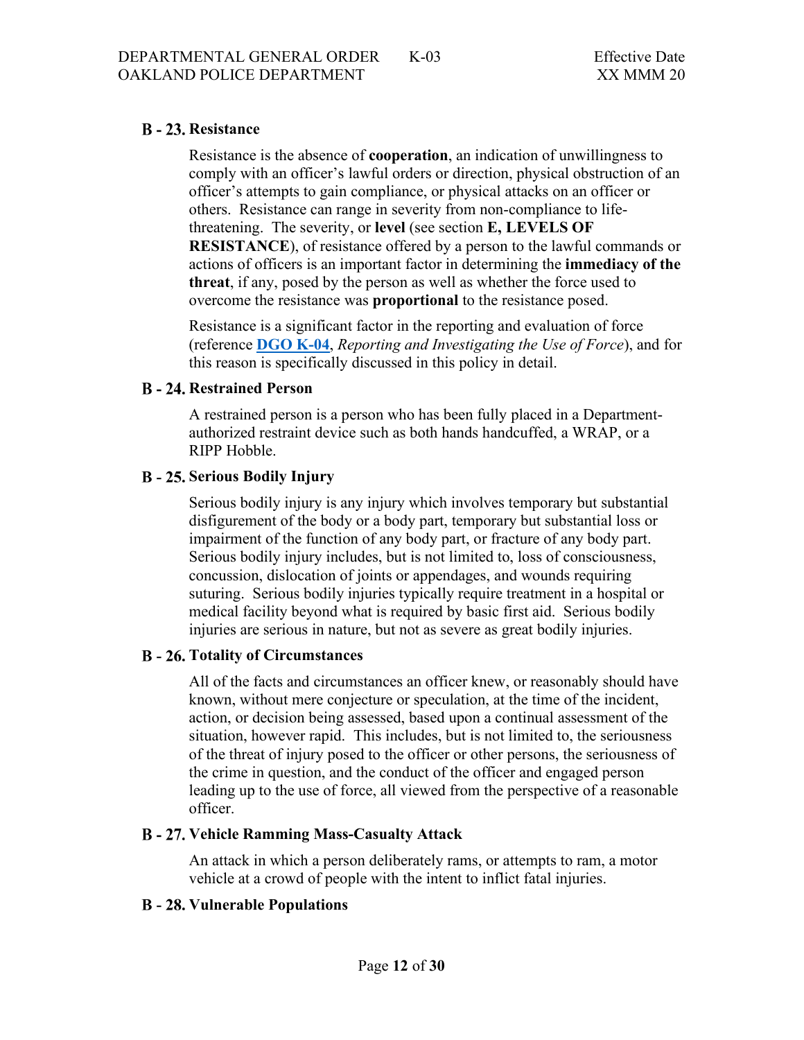### B - 23. Resistance

Resistance is the absence of **cooperation**, an indication of unwillingness to comply with an officer's lawful orders or direction, physical obstruction of an officer's attempts to gain compliance, or physical attacks on an officer or others. Resistance can range in severity from non-compliance to life-threatening. The severity, or **level** (see section **E, LEVELS OF RESISTANCE**), of resistance offered by a person to the lawful commands or actions of officers is an important factor in determining the **immediacy of the threat**, if any, posed by the person as well as whether the force used to overcome the resistance was **proportional** to the resistance posed.

Resistance is a significant factor in the reporting and evaluation of force (reference **DGO K-04**, *Reporting and Investigating the Use of Force*), and for this reason is specifically discussed in this policy in detail.

### B - 24. Restrained Person

A restrained person is a person who has been fully placed in a Department-authorized restraint device such as both hands handcuffed, a WRAP, or a RIPP Hobble.

### B - 25. Serious Bodily Injury

Serious bodily injury is any injury which involves temporary but substantial disfigurement of the body or a body part, temporary but substantial loss or impairment of the function of any body part, or fracture of any body part. Serious bodily injury includes, but is not limited to, loss of consciousness, concussion, dislocation of joints or appendages, and wounds requiring suturing. Serious bodily injuries typically require treatment in a hospital or medical facility beyond what is required by basic first aid. Serious bodily injuries are serious in nature, but not as severe as great bodily injuries.

### B - 26. Totality of Circumstances

All of the facts and circumstances an officer knew, or reasonably should have known, without mere conjecture or speculation, at the time of the incident, action, or decision being assessed, based upon a continual assessment of the situation, however rapid. This includes, but is not limited to, the seriousness of the threat of injury posed to the officer or other persons, the seriousness of the crime in question, and the conduct of the officer and engaged person leading up to the use of force, all viewed from the perspective of a reasonable officer.

### B - 27. Vehicle Ramming Mass-Casualty Attack

An attack in which a person deliberately rams, or attempts to ram, a motor vehicle at a crowd of people with the intent to inflict fatal injuries.

### B - 28. Vulnerable Populations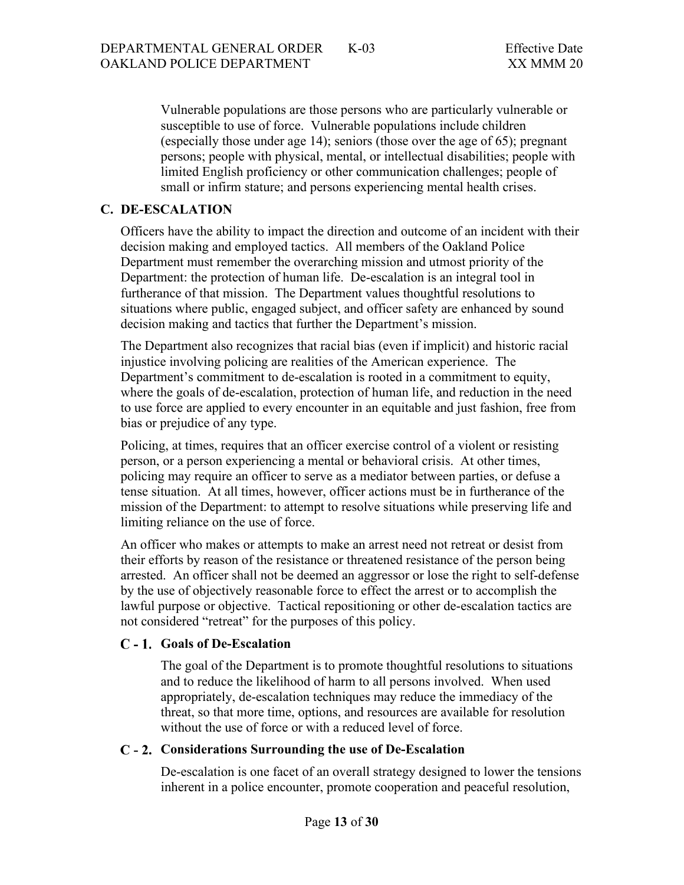Vulnerable populations are those persons who are particularly vulnerable or susceptible to use of force. Vulnerable populations include children (especially those under age 14); seniors (those over the age of 65); pregnant persons; people with physical, mental, or intellectual disabilities; people with limited English proficiency or other communication challenges; people of small or infirm stature; and persons experiencing mental health crises.

## C. DE-ESCALATION

Officers have the ability to impact the direction and outcome of an incident with their decision making and employed tactics. All members of the Oakland Police Department must remember the overarching mission and utmost priority of the Department: the protection of human life. De-escalation is an integral tool in furtherance of that mission. The Department values thoughtful resolutions to situations where public, engaged subject, and officer safety are enhanced by sound decision making and tactics that further the Department's mission.

The Department also recognizes that racial bias (even if implicit) and historic racial injustice involving policing are realities of the American experience. The Department's commitment to de-escalation is rooted in a commitment to equity, where the goals of de-escalation, protection of human life, and reduction in the need to use force are applied to every encounter in an equitable and just fashion, free from bias or prejudice of any type.

Policing, at times, requires that an officer exercise control of a violent or resisting person, or a person experiencing a mental or behavioral crisis. At other times, policing may require an officer to serve as a mediator between parties, or defuse a tense situation. At all times, however, officer actions must be in furtherance of the mission of the Department: to attempt to resolve situations while preserving life and limiting reliance on the use of force.

An officer who makes or attempts to make an arrest need not retreat or desist from their efforts by reason of the resistance or threatened resistance of the person being arrested. An officer shall not be deemed an aggressor or lose the right to self-defense by the use of objectively reasonable force to effect the arrest or to accomplish the lawful purpose or objective. Tactical repositioning or other de-escalation tactics are not considered "retreat" for the purposes of this policy.

### C - 1. Goals of De-Escalation

The goal of the Department is to promote thoughtful resolutions to situations and to reduce the likelihood of harm to all persons involved. When used appropriately, de-escalation techniques may reduce the immediacy of the threat, so that more time, options, and resources are available for resolution without the use of force or with a reduced level of force.

### C - 2. Considerations Surrounding the use of De-Escalation

De-escalation is one facet of an overall strategy designed to lower the tensions inherent in a police encounter, promote cooperation and peaceful resolution,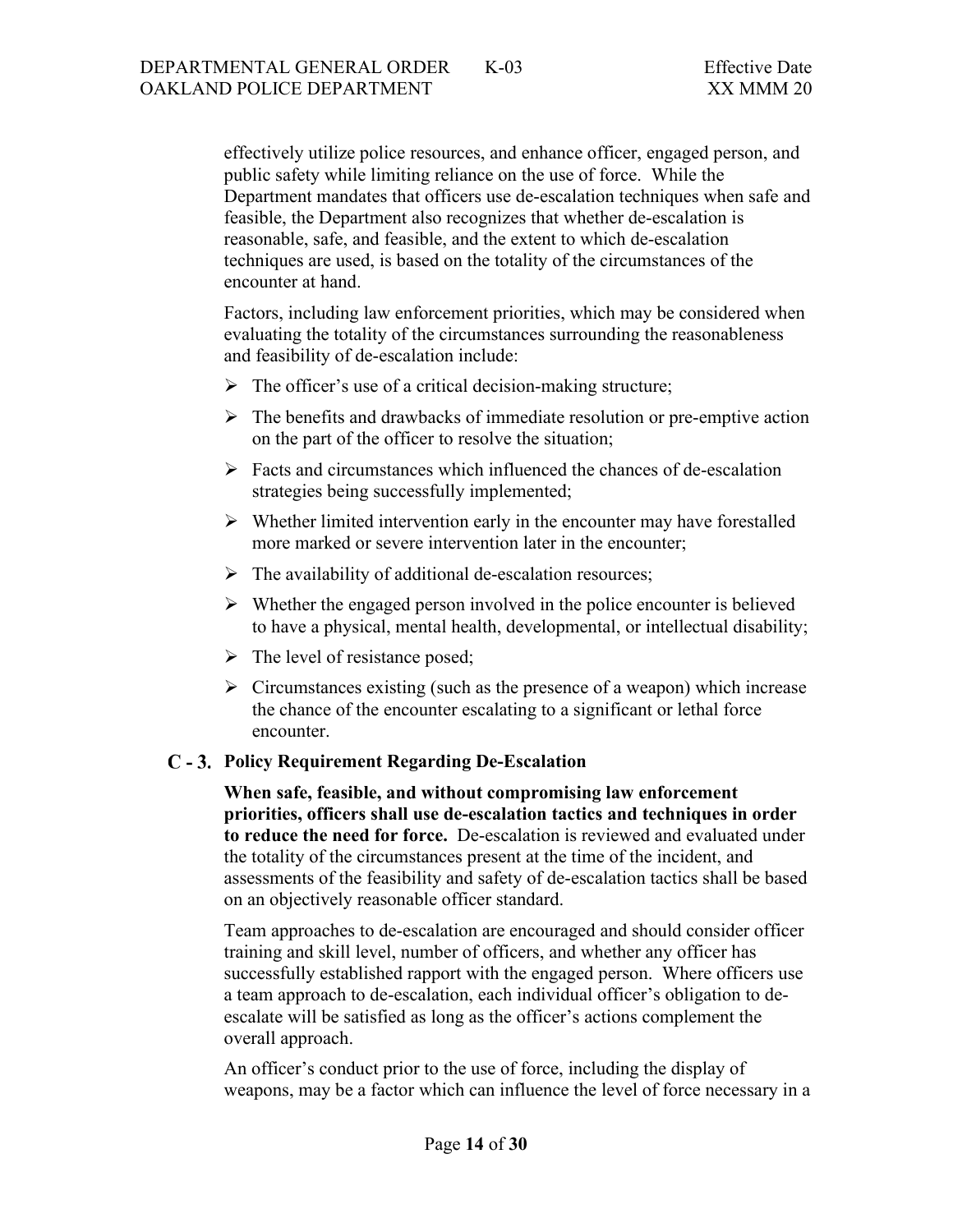effectively utilize police resources, and enhance officer, engaged person, and public safety while limiting reliance on the use of force. While the Department mandates that officers use de-escalation techniques when safe and feasible, the Department also recognizes that whether de-escalation is reasonable, safe, and feasible, and the extent to which de-escalation techniques are used, is based on the totality of the circumstances of the encounter at hand.

Factors, including law enforcement priorities, which may be considered when evaluating the totality of the circumstances surrounding the reasonableness and feasibility of de-escalation include:

- The officer's use of a critical decision-making structure;
- The benefits and drawbacks of immediate resolution or pre-emptive action on the part of the officer to resolve the situation;
- Facts and circumstances which influenced the chances of de-escalation strategies being successfully implemented;
- Whether limited intervention early in the encounter may have forestalled more marked or severe intervention later in the encounter;
- The availability of additional de-escalation resources;
- Whether the engaged person involved in the police encounter is believed to have a physical, mental health, developmental, or intellectual disability;
- The level of resistance posed;
- Circumstances existing (such as the presence of a weapon) which increase the chance of the encounter escalating to a significant or lethal force encounter.

### C - 3. Policy Requirement Regarding De-Escalation

**When safe, feasible, and without compromising law enforcement priorities, officers shall use de-escalation tactics and techniques in order to reduce the need for force.** De-escalation is reviewed and evaluated under the totality of the circumstances present at the time of the incident, and assessments of the feasibility and safety of de-escalation tactics shall be based on an objectively reasonable officer standard.

Team approaches to de-escalation are encouraged and should consider officer training and skill level, number of officers, and whether any officer has successfully established rapport with the engaged person. Where officers use a team approach to de-escalation, each individual officer's obligation to de-escalate will be satisfied as long as the officer's actions complement the overall approach.

An officer's conduct prior to the use of force, including the display of weapons, may be a factor which can influence the level of force necessary in a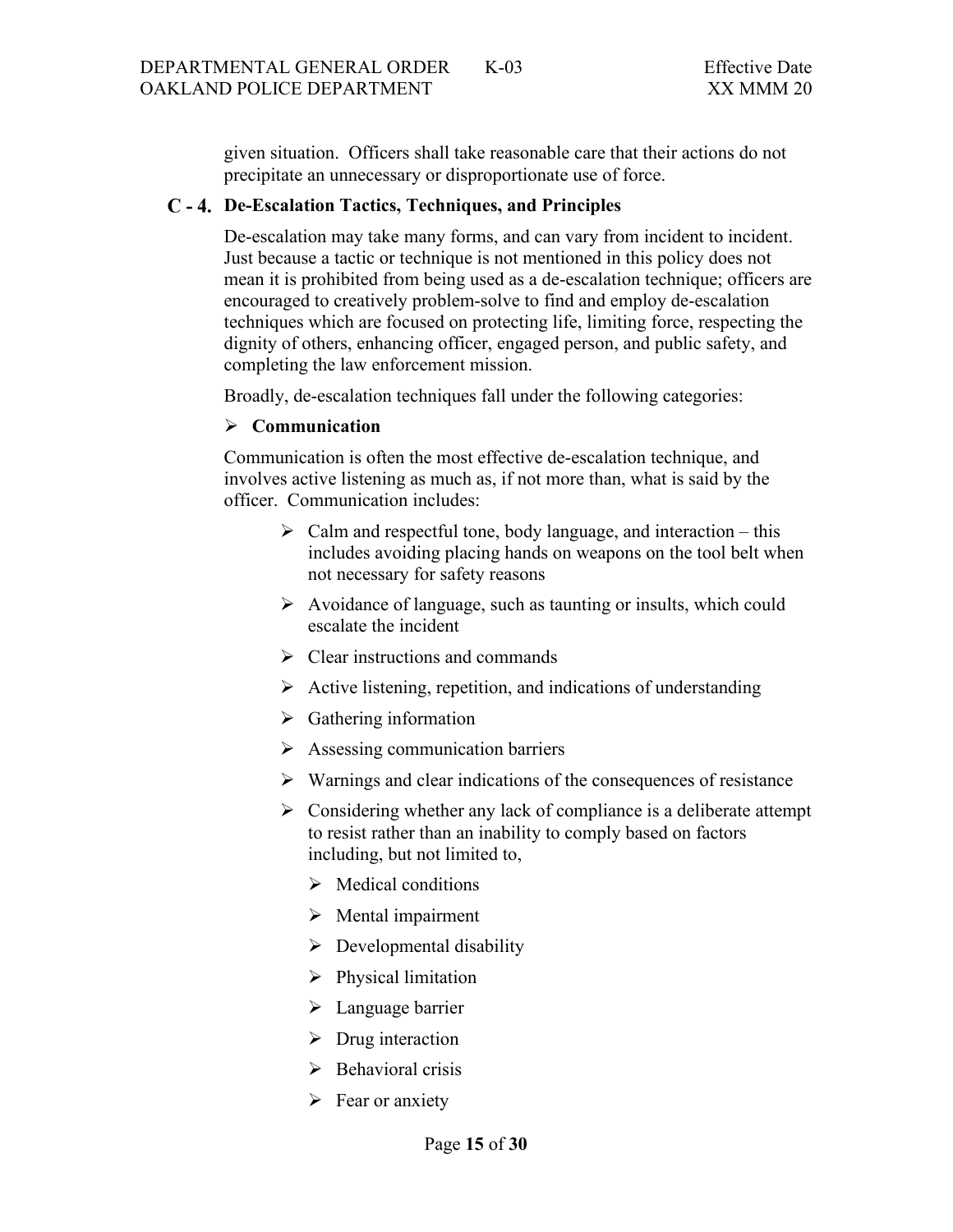given situation. Officers shall take reasonable care that their actions do not precipitate an unnecessary or disproportionate use of force.

### C - 4. De-Escalation Tactics, Techniques, and Principles

De-escalation may take many forms, and can vary from incident to incident. Just because a tactic or technique is not mentioned in this policy does not mean it is prohibited from being used as a de-escalation technique; officers are encouraged to creatively problem-solve to find and employ de-escalation techniques which are focused on protecting life, limiting force, respecting the dignity of others, enhancing officer, engaged person, and public safety, and completing the law enforcement mission.

Broadly, de-escalation techniques fall under the following categories:

- **Communication**

Communication is often the most effective de-escalation technique, and involves active listening as much as, if not more than, what is said by the officer. Communication includes:

- Calm and respectful tone, body language, and interaction – this includes avoiding placing hands on weapons on the tool belt when not necessary for safety reasons
- Avoidance of language, such as taunting or insults, which could escalate the incident
- Clear instructions and commands
- Active listening, repetition, and indications of understanding
- Gathering information
- Assessing communication barriers
- Warnings and clear indications of the consequences of resistance
- Considering whether any lack of compliance is a deliberate attempt to resist rather than an inability to comply based on factors including, but not limited to,
  - Medical conditions
  - Mental impairment
  - Developmental disability
  - Physical limitation
  - Language barrier
  - Drug interaction
  - Behavioral crisis
  - Fear or anxiety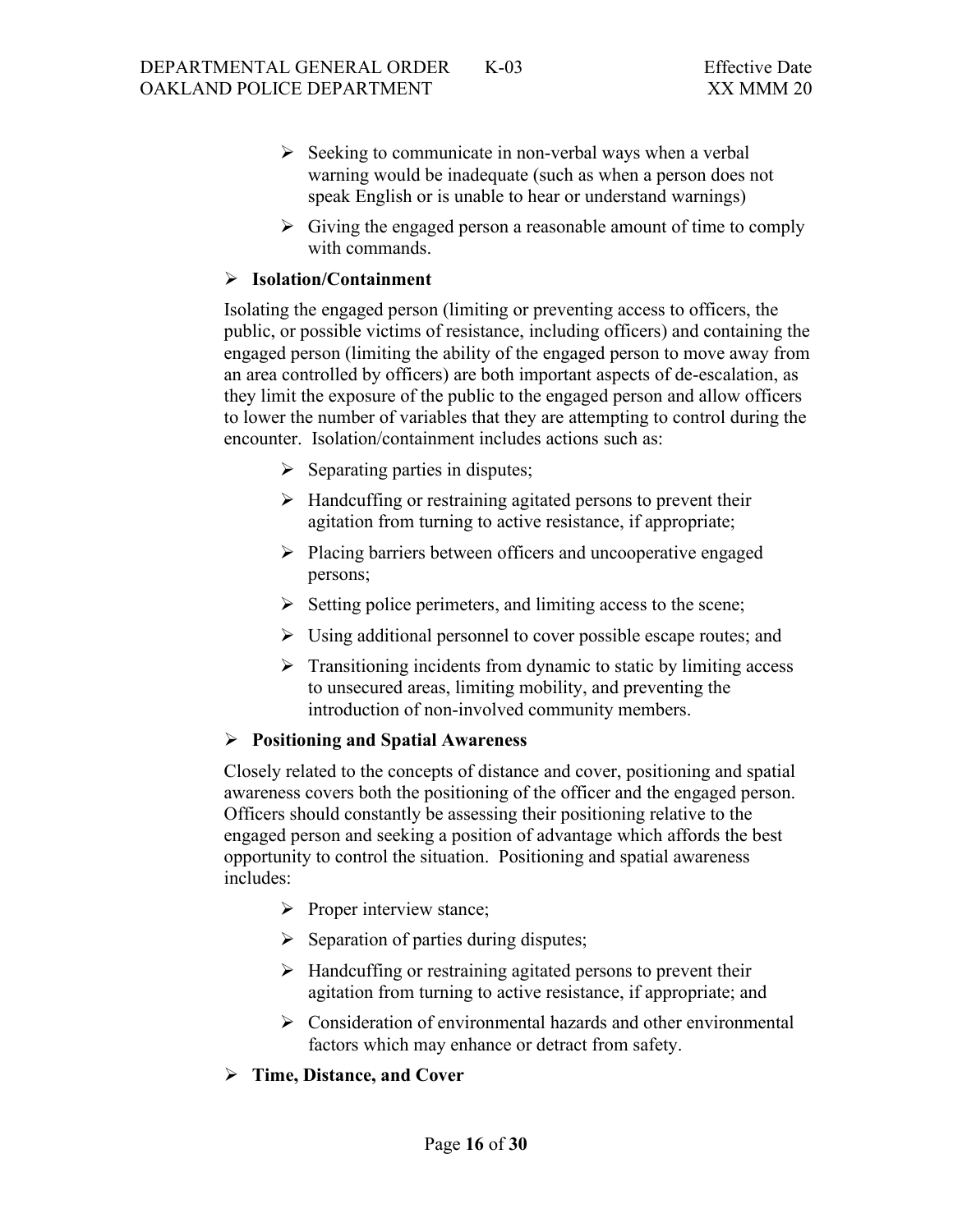- Seeking to communicate in non-verbal ways when a verbal warning would be inadequate (such as when a person does not speak English or is unable to hear or understand warnings)
- Giving the engaged person a reasonable amount of time to comply with commands.

- **Isolation/Containment**

Isolating the engaged person (limiting or preventing access to officers, the public, or possible victims of resistance, including officers) and containing the engaged person (limiting the ability of the engaged person to move away from an area controlled by officers) are both important aspects of de-escalation, as they limit the exposure of the public to the engaged person and allow officers to lower the number of variables that they are attempting to control during the encounter. Isolation/containment includes actions such as:

- Separating parties in disputes;
- Handcuffing or restraining agitated persons to prevent their agitation from turning to active resistance, if appropriate;
- Placing barriers between officers and uncooperative engaged persons;
- Setting police perimeters, and limiting access to the scene;
- Using additional personnel to cover possible escape routes; and
- Transitioning incidents from dynamic to static by limiting access to unsecured areas, limiting mobility, and preventing the introduction of non-involved community members.

- **Positioning and Spatial Awareness**

Closely related to the concepts of distance and cover, positioning and spatial awareness covers both the positioning of the officer and the engaged person. Officers should constantly be assessing their positioning relative to the engaged person and seeking a position of advantage which affords the best opportunity to control the situation. Positioning and spatial awareness includes:

- Proper interview stance;
- Separation of parties during disputes;
- Handcuffing or restraining agitated persons to prevent their agitation from turning to active resistance, if appropriate; and
- Consideration of environmental hazards and other environmental factors which may enhance or detract from safety.

- **Time, Distance, and Cover**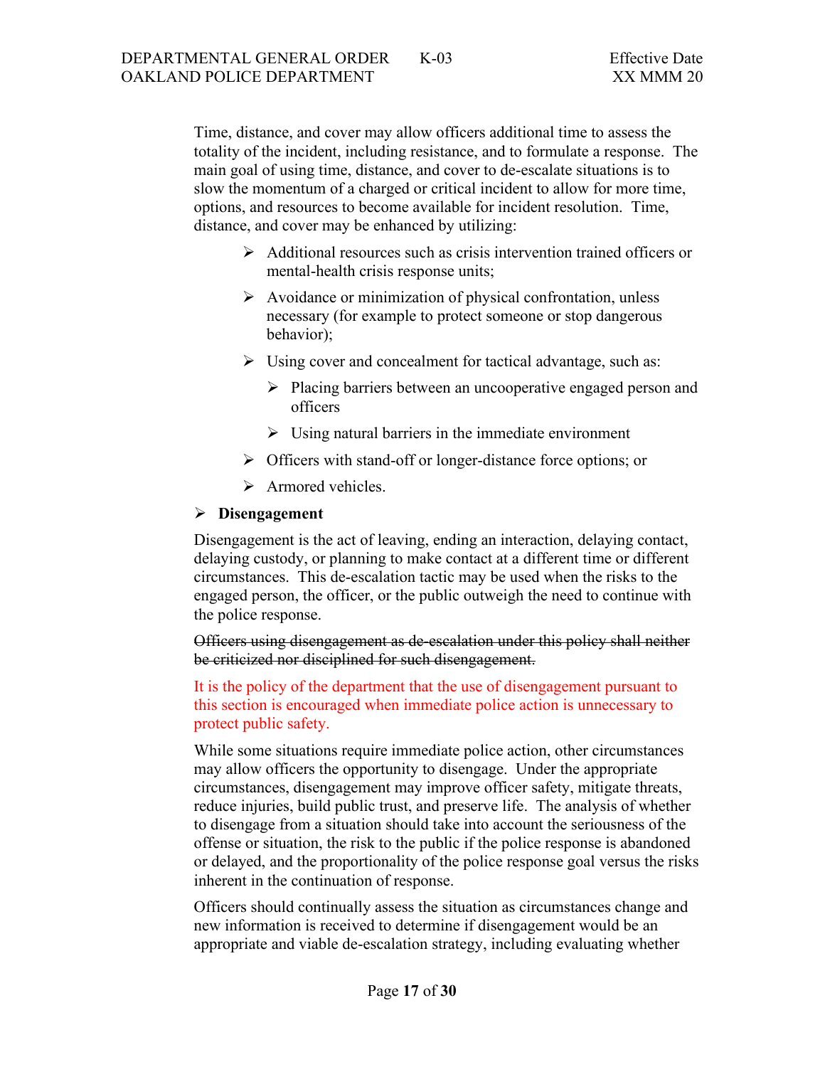Time, distance, and cover may allow officers additional time to assess the totality of the incident, including resistance, and to formulate a response. The main goal of using time, distance, and cover to de-escalate situations is to slow the momentum of a charged or critical incident to allow for more time, options, and resources to become available for incident resolution. Time, distance, and cover may be enhanced by utilizing:

- Additional resources such as crisis intervention trained officers or mental-health crisis response units;
- Avoidance or minimization of physical confrontation, unless necessary (for example to protect someone or stop dangerous behavior);
- Using cover and concealment for tactical advantage, such as:
  - Placing barriers between an uncooperative engaged person and officers
  - Using natural barriers in the immediate environment
- Officers with stand-off or longer-distance force options; or
- Armored vehicles.

- **Disengagement**

Disengagement is the act of leaving, ending an interaction, delaying contact, delaying custody, or planning to make contact at a different time or different circumstances. This de-escalation tactic may be used when the risks to the engaged person, the officer, or the public outweigh the need to continue with the police response.

~~Officers using disengagement as de-escalation under this policy shall neither be criticized nor disciplined for such disengagement.~~

It is the policy of the department that the use of disengagement pursuant to this section is encouraged when immediate police action is unnecessary to protect public safety.

While some situations require immediate police action, other circumstances may allow officers the opportunity to disengage. Under the appropriate circumstances, disengagement may improve officer safety, mitigate threats, reduce injuries, build public trust, and preserve life. The analysis of whether to disengage from a situation should take into account the seriousness of the offense or situation, the risk to the public if the police response is abandoned or delayed, and the proportionality of the police response goal versus the risks inherent in the continuation of response.

Officers should continually assess the situation as circumstances change and new information is received to determine if disengagement would be an appropriate and viable de-escalation strategy, including evaluating whether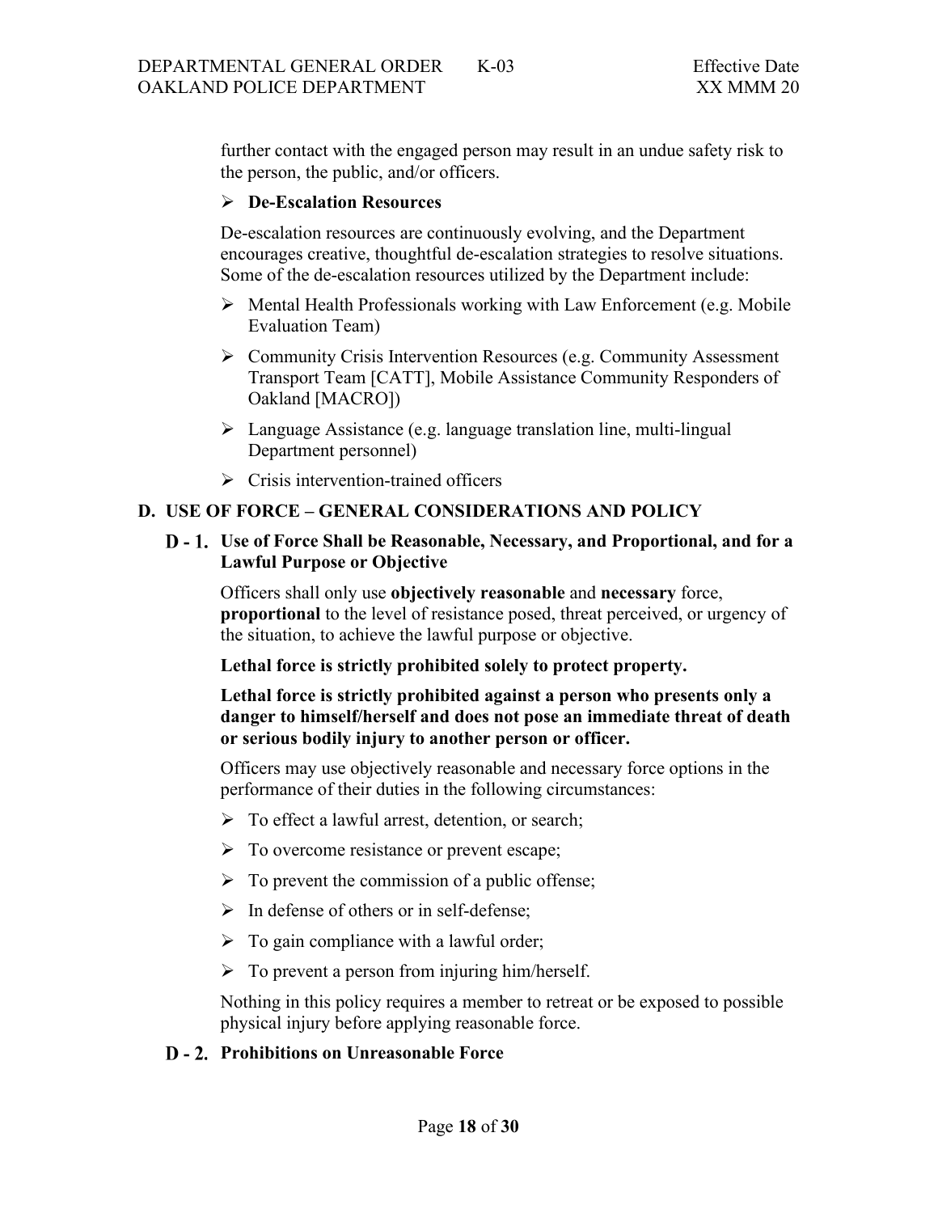further contact with the engaged person may result in an undue safety risk to the person, the public, and/or officers.

- **De-Escalation Resources**

De-escalation resources are continuously evolving, and the Department encourages creative, thoughtful de-escalation strategies to resolve situations. Some of the de-escalation resources utilized by the Department include:

- Mental Health Professionals working with Law Enforcement (e.g. Mobile Evaluation Team)
- Community Crisis Intervention Resources (e.g. Community Assessment Transport Team [CATT], Mobile Assistance Community Responders of Oakland [MACRO])
- Language Assistance (e.g. language translation line, multi-lingual Department personnel)
- Crisis intervention-trained officers

## D. USE OF FORCE – GENERAL CONSIDERATIONS AND POLICY

### D - 1. Use of Force Shall be Reasonable, Necessary, and Proportional, and for a Lawful Purpose or Objective

Officers shall only use **objectively reasonable** and **necessary** force, **proportional** to the level of resistance posed, threat perceived, or urgency of the situation, to achieve the lawful purpose or objective.

**Lethal force is strictly prohibited solely to protect property.**

**Lethal force is strictly prohibited against a person who presents only a danger to himself/herself and does not pose an immediate threat of death or serious bodily injury to another person or officer.**

Officers may use objectively reasonable and necessary force options in the performance of their duties in the following circumstances:

- To effect a lawful arrest, detention, or search;
- To overcome resistance or prevent escape;
- To prevent the commission of a public offense;
- In defense of others or in self-defense;
- To gain compliance with a lawful order;
- To prevent a person from injuring him/herself.

Nothing in this policy requires a member to retreat or be exposed to possible physical injury before applying reasonable force.

### D - 2. Prohibitions on Unreasonable Force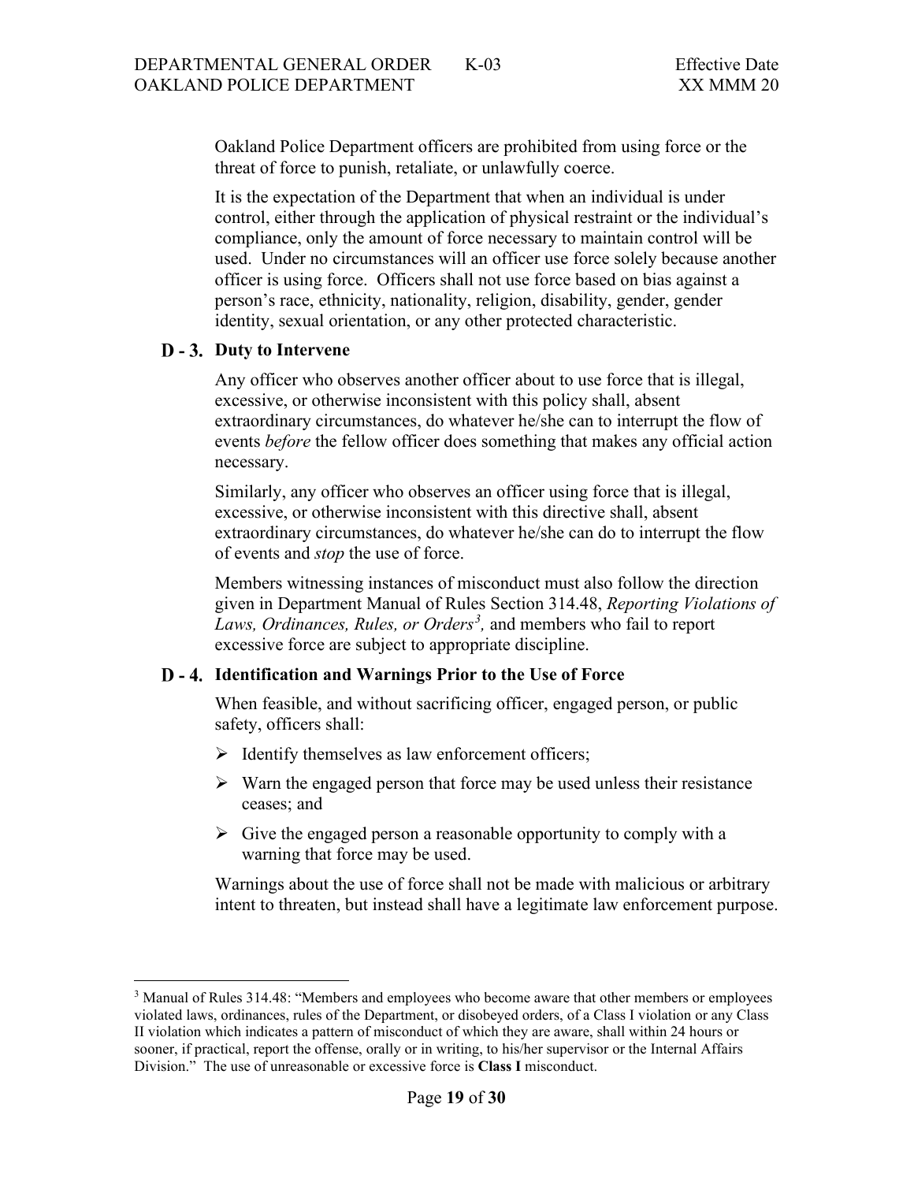Oakland Police Department officers are prohibited from using force or the threat of force to punish, retaliate, or unlawfully coerce.

It is the expectation of the Department that when an individual is under control, either through the application of physical restraint or the individual's compliance, only the amount of force necessary to maintain control will be used. Under no circumstances will an officer use force solely because another officer is using force. Officers shall not use force based on bias against a person's race, ethnicity, nationality, religion, disability, gender, gender identity, sexual orientation, or any other protected characteristic.

### D - 3. Duty to Intervene

Any officer who observes another officer about to use force that is illegal, excessive, or otherwise inconsistent with this policy shall, absent extraordinary circumstances, do whatever he/she can to interrupt the flow of events *before* the fellow officer does something that makes any official action necessary.

Similarly, any officer who observes an officer using force that is illegal, excessive, or otherwise inconsistent with this directive shall, absent extraordinary circumstances, do whatever he/she can do to interrupt the flow of events and *stop* the use of force.

Members witnessing instances of misconduct must also follow the direction given in Department Manual of Rules Section 314.48, *Reporting Violations of Laws, Ordinances, Rules, or Orders*[3], and members who fail to report excessive force are subject to appropriate discipline.

### D - 4. Identification and Warnings Prior to the Use of Force

When feasible, and without sacrificing officer, engaged person, or public safety, officers shall:

- Identify themselves as law enforcement officers;
- Warn the engaged person that force may be used unless their resistance ceases; and
- Give the engaged person a reasonable opportunity to comply with a warning that force may be used.

Warnings about the use of force shall not be made with malicious or arbitrary intent to threaten, but instead shall have a legitimate law enforcement purpose.

---

[3] Manual of Rules 314.48: "Members and employees who become aware that other members or employees violated laws, ordinances, rules of the Department, or disobeyed orders, of a Class I violation or any Class II violation which indicates a pattern of misconduct of which they are aware, shall within 24 hours or sooner, if practical, report the offense, orally or in writing, to his/her supervisor or the Internal Affairs Division." The use of unreasonable or excessive force is **Class I** misconduct.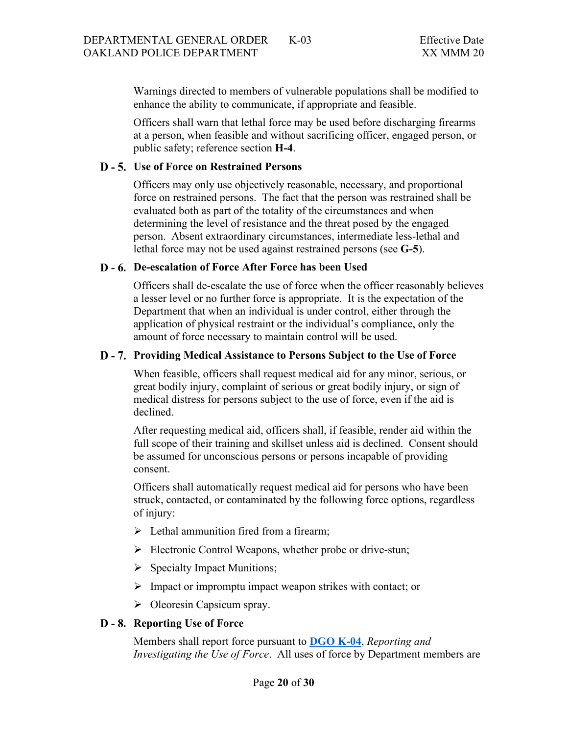Warnings directed to members of vulnerable populations shall be modified to enhance the ability to communicate, if appropriate and feasible.

Officers shall warn that lethal force may be used before discharging firearms at a person, when feasible and without sacrificing officer, engaged person, or public safety; reference section **H-4**.

### D - 5. Use of Force on Restrained Persons

Officers may only use objectively reasonable, necessary, and proportional force on restrained persons. The fact that the person was restrained shall be evaluated both as part of the totality of the circumstances and when determining the level of resistance and the threat posed by the engaged person. Absent extraordinary circumstances, intermediate less-lethal and lethal force may not be used against restrained persons (see **G-5**).

### D - 6. De-escalation of Force After Force has been Used

Officers shall de-escalate the use of force when the officer reasonably believes a lesser level or no further force is appropriate. It is the expectation of the Department that when an individual is under control, either through the application of physical restraint or the individual's compliance, only the amount of force necessary to maintain control will be used.

### D - 7. Providing Medical Assistance to Persons Subject to the Use of Force

When feasible, officers shall request medical aid for any minor, serious, or great bodily injury, complaint of serious or great bodily injury, or sign of medical distress for persons subject to the use of force, even if the aid is declined.

After requesting medical aid, officers shall, if feasible, render aid within the full scope of their training and skillset unless aid is declined. Consent should be assumed for unconscious persons or persons incapable of providing consent.

Officers shall automatically request medical aid for persons who have been struck, contacted, or contaminated by the following force options, regardless of injury:

- Lethal ammunition fired from a firearm;
- Electronic Control Weapons, whether probe or drive-stun;
- Specialty Impact Munitions;
- Impact or impromptu impact weapon strikes with contact; or
- Oleoresin Capsicum spray.

### D - 8. Reporting Use of Force

Members shall report force pursuant to **DGO K-04**, *Reporting and Investigating the Use of Force*. All uses of force by Department members are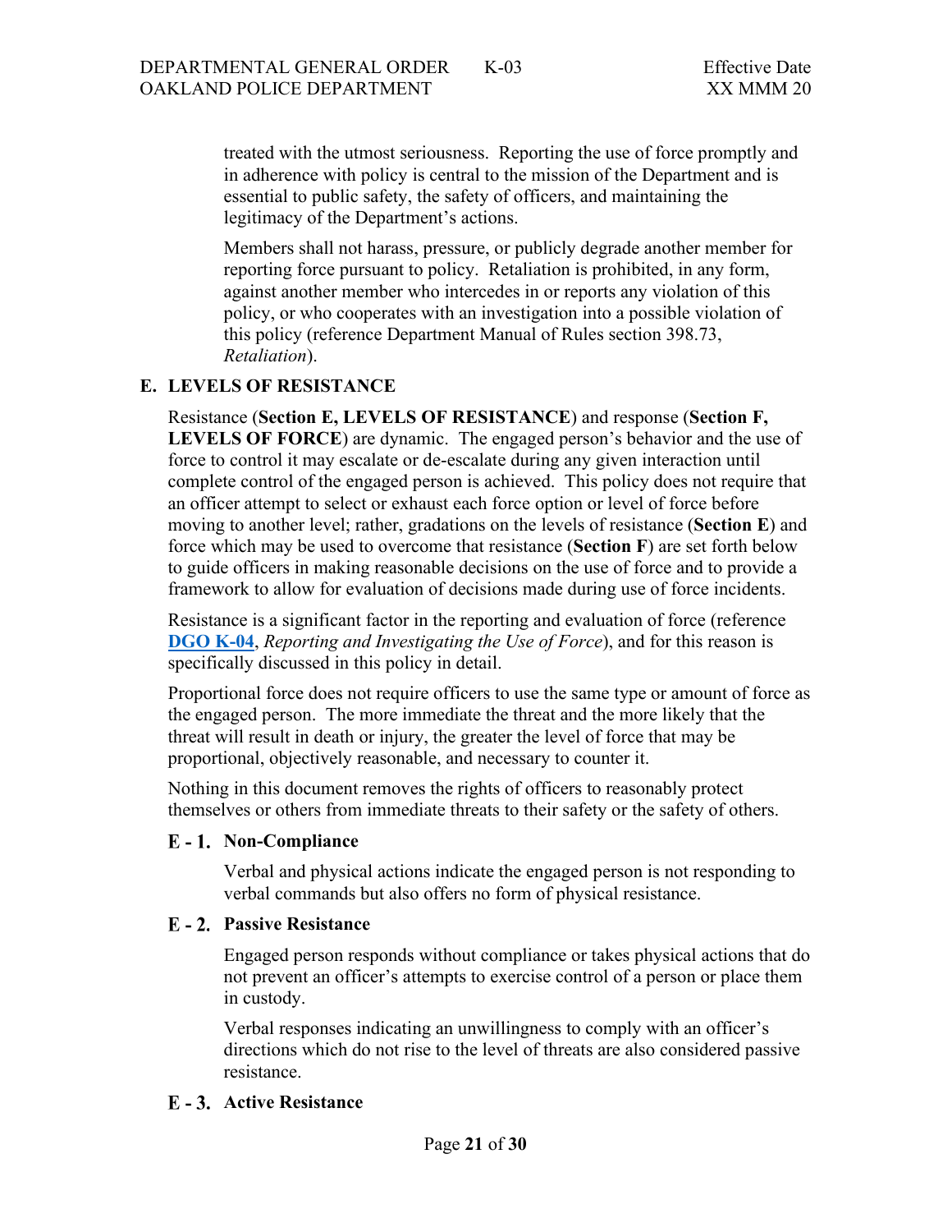treated with the utmost seriousness. Reporting the use of force promptly and in adherence with policy is central to the mission of the Department and is essential to public safety, the safety of officers, and maintaining the legitimacy of the Department's actions.

Members shall not harass, pressure, or publicly degrade another member for reporting force pursuant to policy. Retaliation is prohibited, in any form, against another member who intercedes in or reports any violation of this policy, or who cooperates with an investigation into a possible violation of this policy (reference Department Manual of Rules section 398.73, *Retaliation*).

## E. LEVELS OF RESISTANCE

Resistance (**Section E, LEVELS OF RESISTANCE**) and response (**Section F, LEVELS OF FORCE**) are dynamic. The engaged person's behavior and the use of force to control it may escalate or de-escalate during any given interaction until complete control of the engaged person is achieved. This policy does not require that an officer attempt to select or exhaust each force option or level of force before moving to another level; rather, gradations on the levels of resistance (**Section E**) and force which may be used to overcome that resistance (**Section F**) are set forth below to guide officers in making reasonable decisions on the use of force and to provide a framework to allow for evaluation of decisions made during use of force incidents.

Resistance is a significant factor in the reporting and evaluation of force (reference **DGO K-04**, *Reporting and Investigating the Use of Force*), and for this reason is specifically discussed in this policy in detail.

Proportional force does not require officers to use the same type or amount of force as the engaged person. The more immediate the threat and the more likely that the threat will result in death or injury, the greater the level of force that may be proportional, objectively reasonable, and necessary to counter it.

Nothing in this document removes the rights of officers to reasonably protect themselves or others from immediate threats to their safety or the safety of others.

### E - 1. Non-Compliance

Verbal and physical actions indicate the engaged person is not responding to verbal commands but also offers no form of physical resistance.

### E - 2. Passive Resistance

Engaged person responds without compliance or takes physical actions that do not prevent an officer's attempts to exercise control of a person or place them in custody.

Verbal responses indicating an unwillingness to comply with an officer's directions which do not rise to the level of threats are also considered passive resistance.

### E - 3. Active Resistance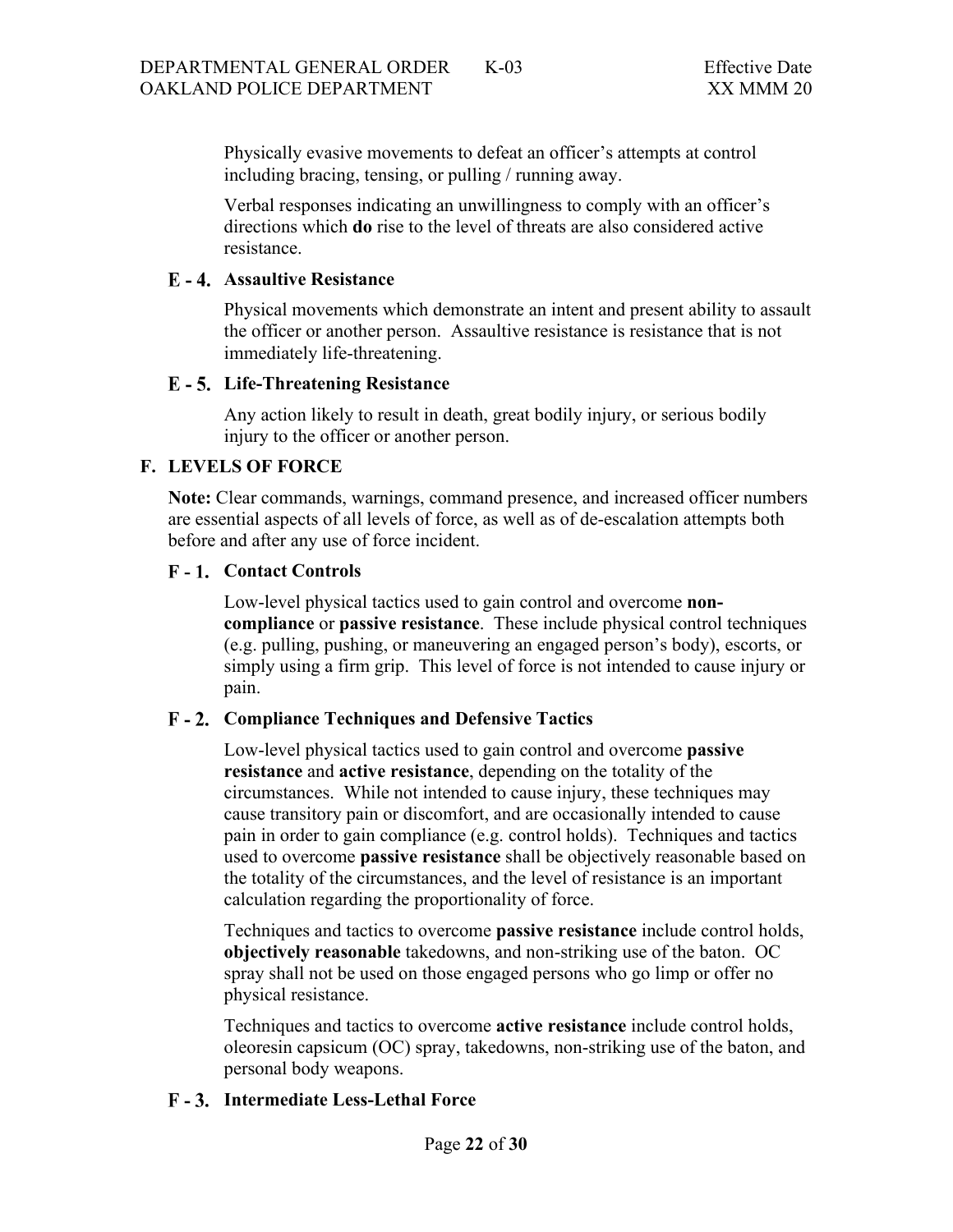Physically evasive movements to defeat an officer's attempts at control including bracing, tensing, or pulling / running away.

Verbal responses indicating an unwillingness to comply with an officer's directions which **do** rise to the level of threats are also considered active resistance.

### E - 4. Assaultive Resistance

Physical movements which demonstrate an intent and present ability to assault the officer or another person. Assaultive resistance is resistance that is not immediately life-threatening.

### E - 5. Life-Threatening Resistance

Any action likely to result in death, great bodily injury, or serious bodily injury to the officer or another person.

## F. LEVELS OF FORCE

**Note:** Clear commands, warnings, command presence, and increased officer numbers are essential aspects of all levels of force, as well as of de-escalation attempts both before and after any use of force incident.

### F - 1. Contact Controls

Low-level physical tactics used to gain control and overcome **non-compliance** or **passive resistance**. These include physical control techniques (e.g. pulling, pushing, or maneuvering an engaged person's body), escorts, or simply using a firm grip. This level of force is not intended to cause injury or pain.

### F - 2. Compliance Techniques and Defensive Tactics

Low-level physical tactics used to gain control and overcome **passive resistance** and **active resistance**, depending on the totality of the circumstances. While not intended to cause injury, these techniques may cause transitory pain or discomfort, and are occasionally intended to cause pain in order to gain compliance (e.g. control holds). Techniques and tactics used to overcome **passive resistance** shall be objectively reasonable based on the totality of the circumstances, and the level of resistance is an important calculation regarding the proportionality of force.

Techniques and tactics to overcome **passive resistance** include control holds, **objectively reasonable** takedowns, and non-striking use of the baton. OC spray shall not be used on those engaged persons who go limp or offer no physical resistance.

Techniques and tactics to overcome **active resistance** include control holds, oleoresin capsicum (OC) spray, takedowns, non-striking use of the baton, and personal body weapons.

### F - 3. Intermediate Less-Lethal Force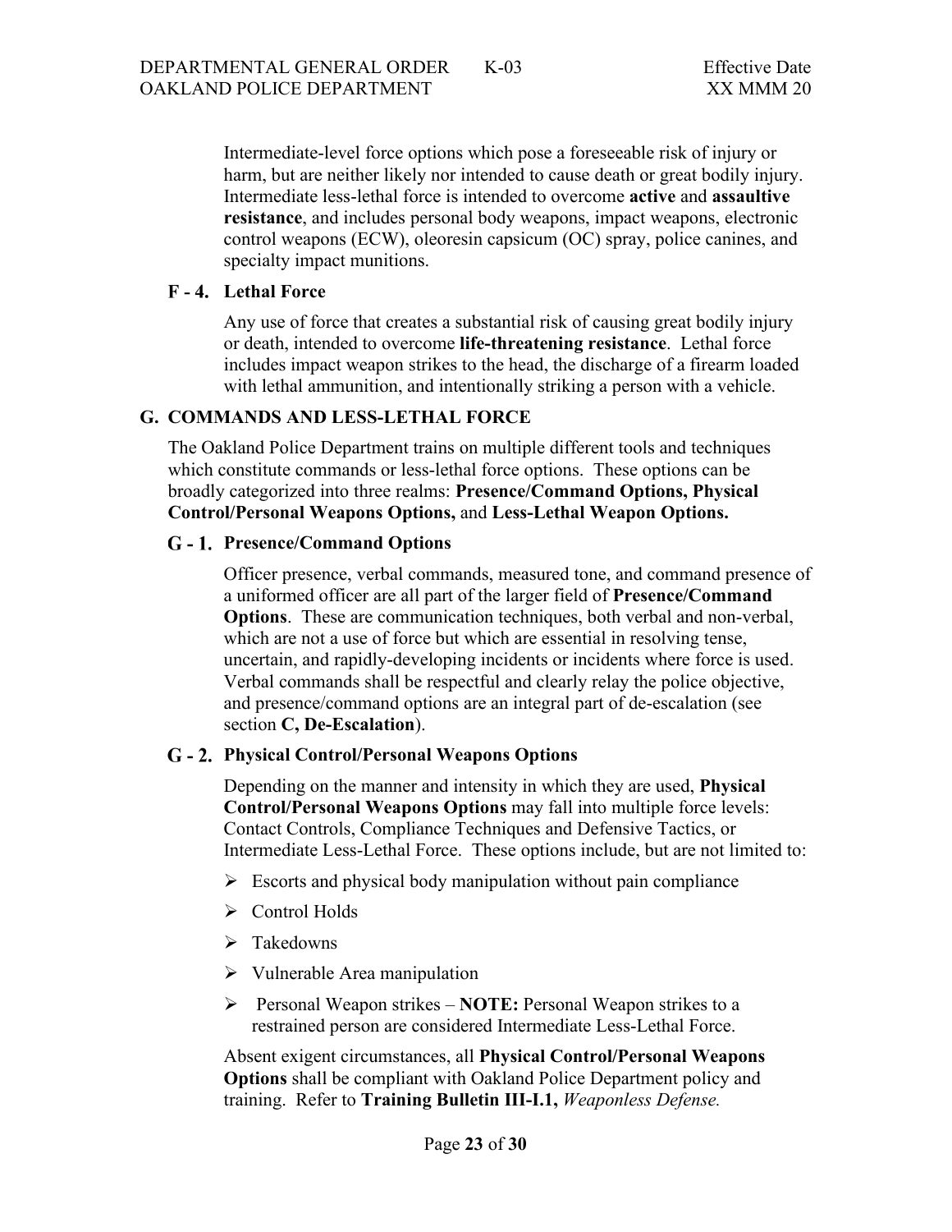Intermediate-level force options which pose a foreseeable risk of injury or harm, but are neither likely nor intended to cause death or great bodily injury. Intermediate less-lethal force is intended to overcome **active** and **assaultive resistance**, and includes personal body weapons, impact weapons, electronic control weapons (ECW), oleoresin capsicum (OC) spray, police canines, and specialty impact munitions.

### F - 4. Lethal Force

Any use of force that creates a substantial risk of causing great bodily injury or death, intended to overcome **life-threatening resistance**. Lethal force includes impact weapon strikes to the head, the discharge of a firearm loaded with lethal ammunition, and intentionally striking a person with a vehicle.

## G. COMMANDS AND LESS-LETHAL FORCE

The Oakland Police Department trains on multiple different tools and techniques which constitute commands or less-lethal force options. These options can be broadly categorized into three realms: **Presence/Command Options, Physical Control/Personal Weapons Options,** and **Less-Lethal Weapon Options.**

### G - 1. Presence/Command Options

Officer presence, verbal commands, measured tone, and command presence of a uniformed officer are all part of the larger field of **Presence/Command Options**. These are communication techniques, both verbal and non-verbal, which are not a use of force but which are essential in resolving tense, uncertain, and rapidly-developing incidents or incidents where force is used. Verbal commands shall be respectful and clearly relay the police objective, and presence/command options are an integral part of de-escalation (see section **C, De-Escalation**).

### G - 2. Physical Control/Personal Weapons Options

Depending on the manner and intensity in which they are used, **Physical Control/Personal Weapons Options** may fall into multiple force levels: Contact Controls, Compliance Techniques and Defensive Tactics, or Intermediate Less-Lethal Force. These options include, but are not limited to:

- Escorts and physical body manipulation without pain compliance
- Control Holds
- Takedowns
- Vulnerable Area manipulation
- Personal Weapon strikes – **NOTE:** Personal Weapon strikes to a restrained person are considered Intermediate Less-Lethal Force.

Absent exigent circumstances, all **Physical Control/Personal Weapons Options** shall be compliant with Oakland Police Department policy and training. Refer to **Training Bulletin III-I.1,** *Weaponless Defense.*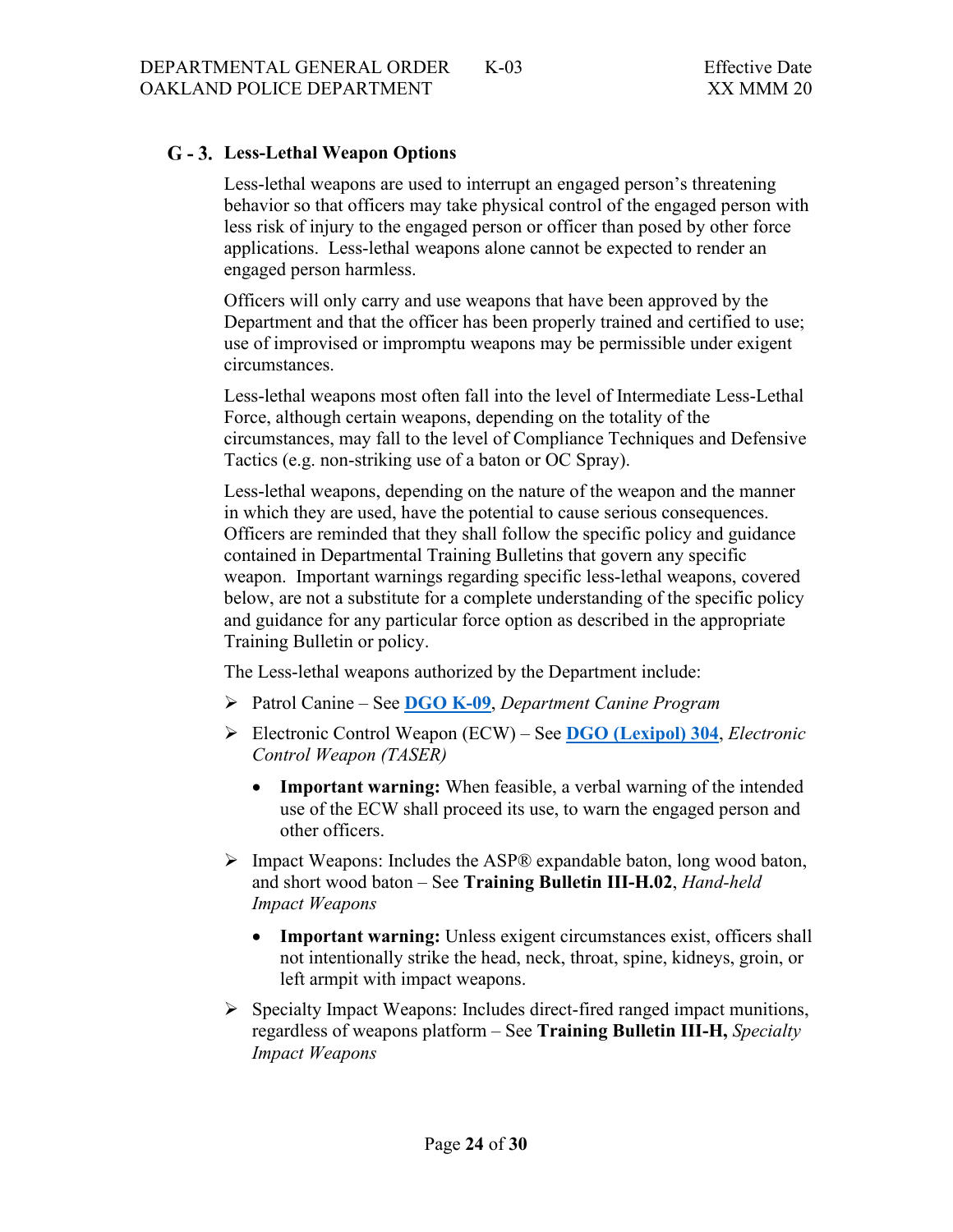## G - 3. Less-Lethal Weapon Options

Less-lethal weapons are used to interrupt an engaged person's threatening behavior so that officers may take physical control of the engaged person with less risk of injury to the engaged person or officer than posed by other force applications. Less-lethal weapons alone cannot be expected to render an engaged person harmless.

Officers will only carry and use weapons that have been approved by the Department and that the officer has been properly trained and certified to use; use of improvised or impromptu weapons may be permissible under exigent circumstances.

Less-lethal weapons most often fall into the level of Intermediate Less-Lethal Force, although certain weapons, depending on the totality of the circumstances, may fall to the level of Compliance Techniques and Defensive Tactics (e.g. non-striking use of a baton or OC Spray).

Less-lethal weapons, depending on the nature of the weapon and the manner in which they are used, have the potential to cause serious consequences. Officers are reminded that they shall follow the specific policy and guidance contained in Departmental Training Bulletins that govern any specific weapon. Important warnings regarding specific less-lethal weapons, covered below, are not a substitute for a complete understanding of the specific policy and guidance for any particular force option as described in the appropriate Training Bulletin or policy.

The Less-lethal weapons authorized by the Department include:

- Patrol Canine – See **DGO K-09**, *Department Canine Program*
- Electronic Control Weapon (ECW) – See **DGO (Lexipol) 304**, *Electronic Control Weapon (TASER)*
  - **Important warning:** When feasible, a verbal warning of the intended use of the ECW shall proceed its use, to warn the engaged person and other officers.
- Impact Weapons: Includes the ASP® expandable baton, long wood baton, and short wood baton – See **Training Bulletin III-H.02**, *Hand-held Impact Weapons*
  - **Important warning:** Unless exigent circumstances exist, officers shall not intentionally strike the head, neck, throat, spine, kidneys, groin, or left armpit with impact weapons.
- Specialty Impact Weapons: Includes direct-fired ranged impact munitions, regardless of weapons platform – See **Training Bulletin III-H,** *Specialty Impact Weapons*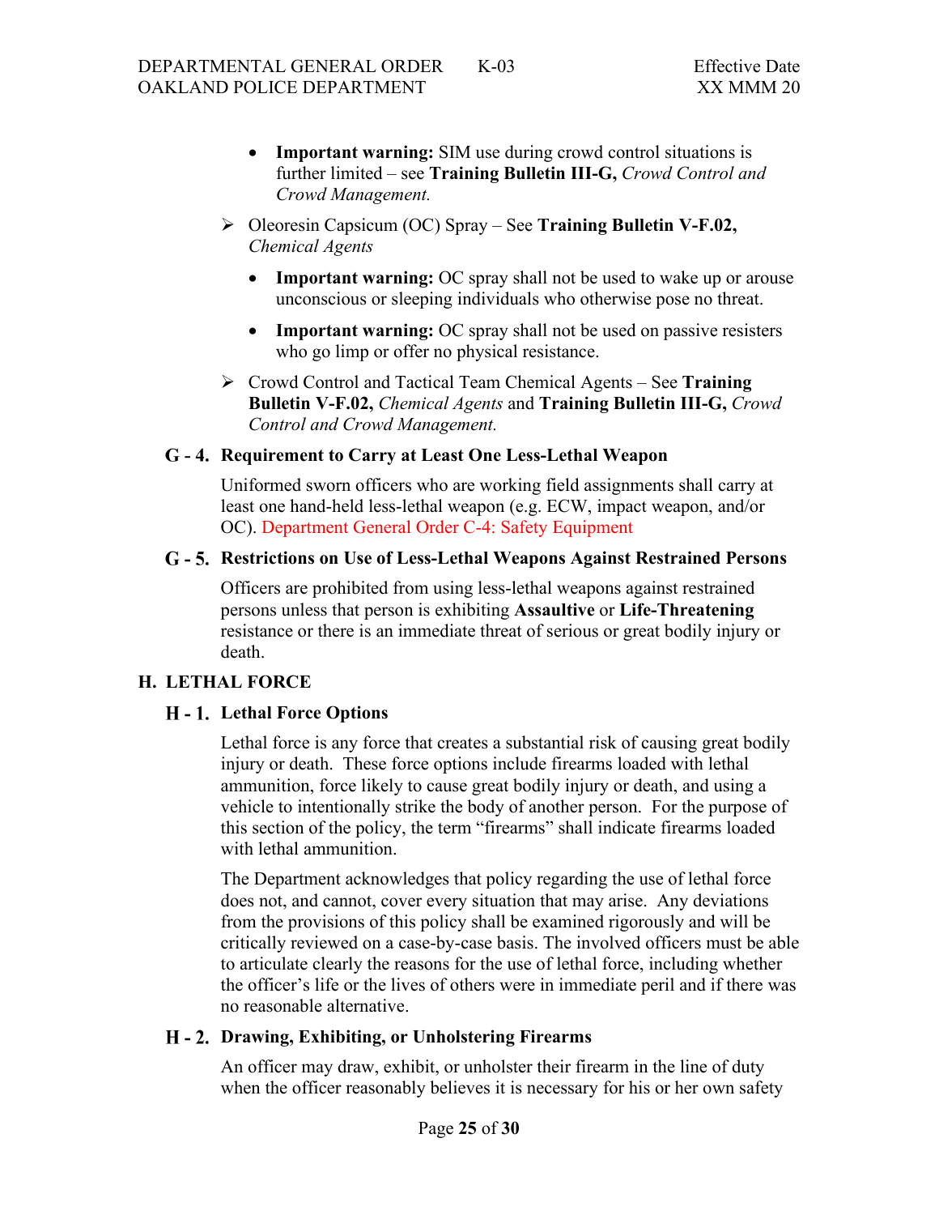- **Important warning:** SIM use during crowd control situations is further limited – see **Training Bulletin III-G,** *Crowd Control and Crowd Management.*

➢ Oleoresin Capsicum (OC) Spray – See **Training Bulletin V-F.02,** *Chemical Agents*

- **Important warning:** OC spray shall not be used to wake up or arouse unconscious or sleeping individuals who otherwise pose no threat.
- **Important warning:** OC spray shall not be used on passive resisters who go limp or offer no physical resistance.

➢ Crowd Control and Tactical Team Chemical Agents – See **Training Bulletin V-F.02,** *Chemical Agents* and **Training Bulletin III-G,** *Crowd Control and Crowd Management.*

### G - 4. Requirement to Carry at Least One Less-Lethal Weapon

Uniformed sworn officers who are working field assignments shall carry at least one hand-held less-lethal weapon (e.g. ECW, impact weapon, and/or OC). Department General Order C-4: Safety Equipment

### G - 5. Restrictions on Use of Less-Lethal Weapons Against Restrained Persons

Officers are prohibited from using less-lethal weapons against restrained persons unless that person is exhibiting **Assaultive** or **Life-Threatening** resistance or there is an immediate threat of serious or great bodily injury or death.

## H. LETHAL FORCE

### H - 1. Lethal Force Options

Lethal force is any force that creates a substantial risk of causing great bodily injury or death. These force options include firearms loaded with lethal ammunition, force likely to cause great bodily injury or death, and using a vehicle to intentionally strike the body of another person. For the purpose of this section of the policy, the term "firearms" shall indicate firearms loaded with lethal ammunition.

The Department acknowledges that policy regarding the use of lethal force does not, and cannot, cover every situation that may arise. Any deviations from the provisions of this policy shall be examined rigorously and will be critically reviewed on a case-by-case basis. The involved officers must be able to articulate clearly the reasons for the use of lethal force, including whether the officer's life or the lives of others were in immediate peril and if there was no reasonable alternative.

### H - 2. Drawing, Exhibiting, or Unholstering Firearms

An officer may draw, exhibit, or unholster their firearm in the line of duty when the officer reasonably believes it is necessary for his or her own safety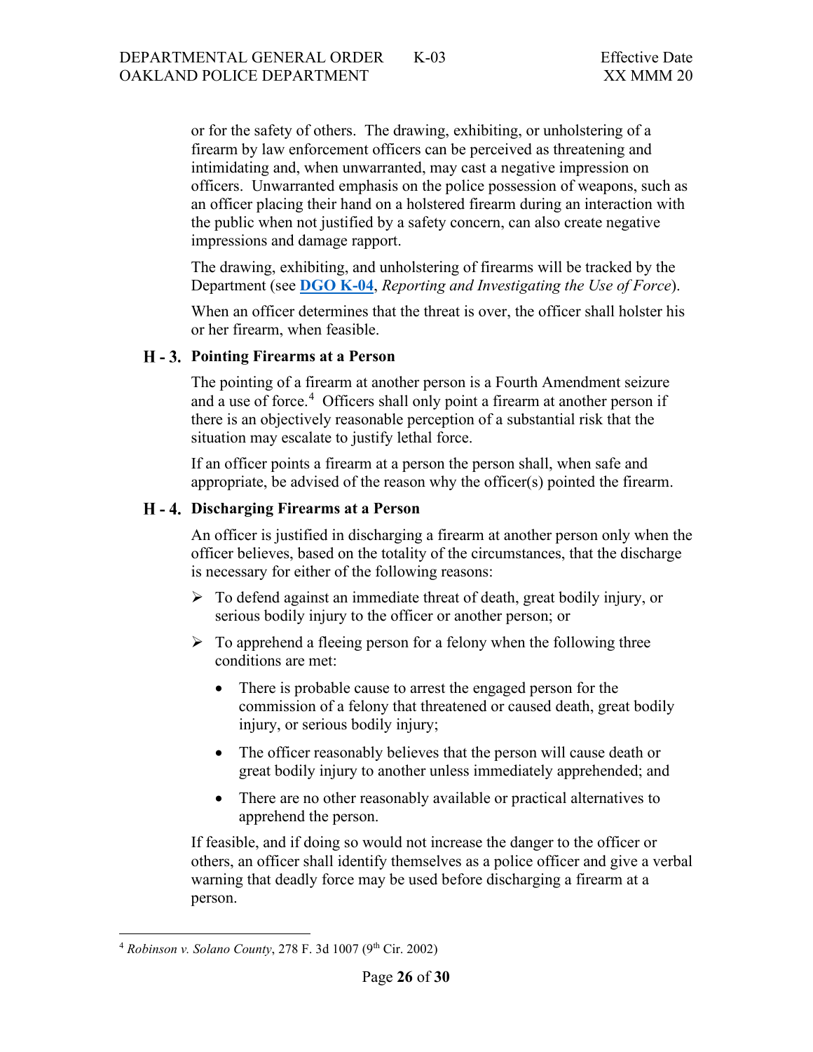or for the safety of others. The drawing, exhibiting, or unholstering of a firearm by law enforcement officers can be perceived as threatening and intimidating and, when unwarranted, may cast a negative impression on officers. Unwarranted emphasis on the police possession of weapons, such as an officer placing their hand on a holstered firearm during an interaction with the public when not justified by a safety concern, can also create negative impressions and damage rapport.

The drawing, exhibiting, and unholstering of firearms will be tracked by the Department (see **DGO K-04**, *Reporting and Investigating the Use of Force*).

When an officer determines that the threat is over, the officer shall holster his or her firearm, when feasible.

### H - 3. Pointing Firearms at a Person

The pointing of a firearm at another person is a Fourth Amendment seizure and a use of force.[4] Officers shall only point a firearm at another person if there is an objectively reasonable perception of a substantial risk that the situation may escalate to justify lethal force.

If an officer points a firearm at a person the person shall, when safe and appropriate, be advised of the reason why the officer(s) pointed the firearm.

### H - 4. Discharging Firearms at a Person

An officer is justified in discharging a firearm at another person only when the officer believes, based on the totality of the circumstances, that the discharge is necessary for either of the following reasons:

- To defend against an immediate threat of death, great bodily injury, or serious bodily injury to the officer or another person; or
- To apprehend a fleeing person for a felony when the following three conditions are met:
  - There is probable cause to arrest the engaged person for the commission of a felony that threatened or caused death, great bodily injury, or serious bodily injury;
  - The officer reasonably believes that the person will cause death or great bodily injury to another unless immediately apprehended; and
  - There are no other reasonably available or practical alternatives to apprehend the person.

If feasible, and if doing so would not increase the danger to the officer or others, an officer shall identify themselves as a police officer and give a verbal warning that deadly force may be used before discharging a firearm at a person.

---

[4] *Robinson v. Solano County*, 278 F. 3d 1007 (9th Cir. 2002)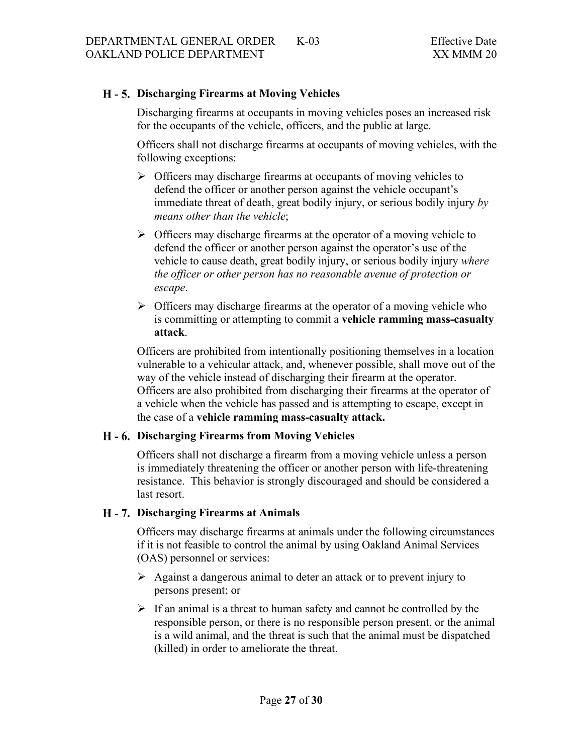### H - 5. Discharging Firearms at Moving Vehicles

Discharging firearms at occupants in moving vehicles poses an increased risk for the occupants of the vehicle, officers, and the public at large.

Officers shall not discharge firearms at occupants of moving vehicles, with the following exceptions:

- Officers may discharge firearms at occupants of moving vehicles to defend the officer or another person against the vehicle occupant's immediate threat of death, great bodily injury, or serious bodily injury *by means other than the vehicle*;
- Officers may discharge firearms at the operator of a moving vehicle to defend the officer or another person against the operator's use of the vehicle to cause death, great bodily injury, or serious bodily injury *where the officer or other person has no reasonable avenue of protection or escape*.
- Officers may discharge firearms at the operator of a moving vehicle who is committing or attempting to commit a **vehicle ramming mass-casualty attack**.

Officers are prohibited from intentionally positioning themselves in a location vulnerable to a vehicular attack, and, whenever possible, shall move out of the way of the vehicle instead of discharging their firearm at the operator. Officers are also prohibited from discharging their firearms at the operator of a vehicle when the vehicle has passed and is attempting to escape, except in the case of a **vehicle ramming mass-casualty attack.**

### H - 6. Discharging Firearms from Moving Vehicles

Officers shall not discharge a firearm from a moving vehicle unless a person is immediately threatening the officer or another person with life-threatening resistance. This behavior is strongly discouraged and should be considered a last resort.

### H - 7. Discharging Firearms at Animals

Officers may discharge firearms at animals under the following circumstances if it is not feasible to control the animal by using Oakland Animal Services (OAS) personnel or services:

- Against a dangerous animal to deter an attack or to prevent injury to persons present; or
- If an animal is a threat to human safety and cannot be controlled by the responsible person, or there is no responsible person present, or the animal is a wild animal, and the threat is such that the animal must be dispatched (killed) in order to ameliorate the threat.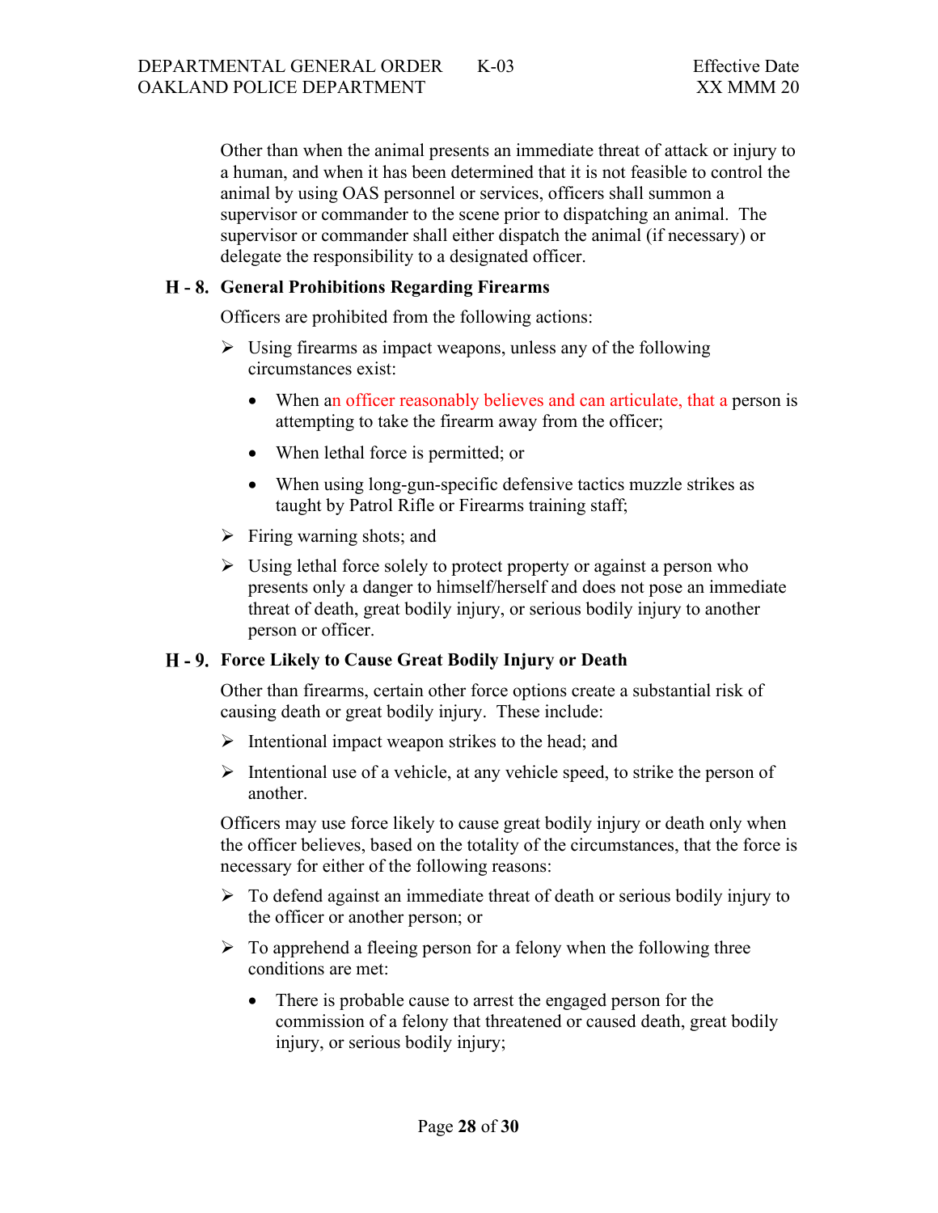Other than when the animal presents an immediate threat of attack or injury to a human, and when it has been determined that it is not feasible to control the animal by using OAS personnel or services, officers shall summon a supervisor or commander to the scene prior to dispatching an animal. The supervisor or commander shall either dispatch the animal (if necessary) or delegate the responsibility to a designated officer.

### H - 8. General Prohibitions Regarding Firearms

Officers are prohibited from the following actions:

- Using firearms as impact weapons, unless any of the following circumstances exist:
  - When an officer reasonably believes and can articulate, that a person is attempting to take the firearm away from the officer;
  - When lethal force is permitted; or
  - When using long-gun-specific defensive tactics muzzle strikes as taught by Patrol Rifle or Firearms training staff;
- Firing warning shots; and
- Using lethal force solely to protect property or against a person who presents only a danger to himself/herself and does not pose an immediate threat of death, great bodily injury, or serious bodily injury to another person or officer.

### H - 9. Force Likely to Cause Great Bodily Injury or Death

Other than firearms, certain other force options create a substantial risk of causing death or great bodily injury. These include:

- Intentional impact weapon strikes to the head; and
- Intentional use of a vehicle, at any vehicle speed, to strike the person of another.

Officers may use force likely to cause great bodily injury or death only when the officer believes, based on the totality of the circumstances, that the force is necessary for either of the following reasons:

- To defend against an immediate threat of death or serious bodily injury to the officer or another person; or
- To apprehend a fleeing person for a felony when the following three conditions are met:
  - There is probable cause to arrest the engaged person for the commission of a felony that threatened or caused death, great bodily injury, or serious bodily injury;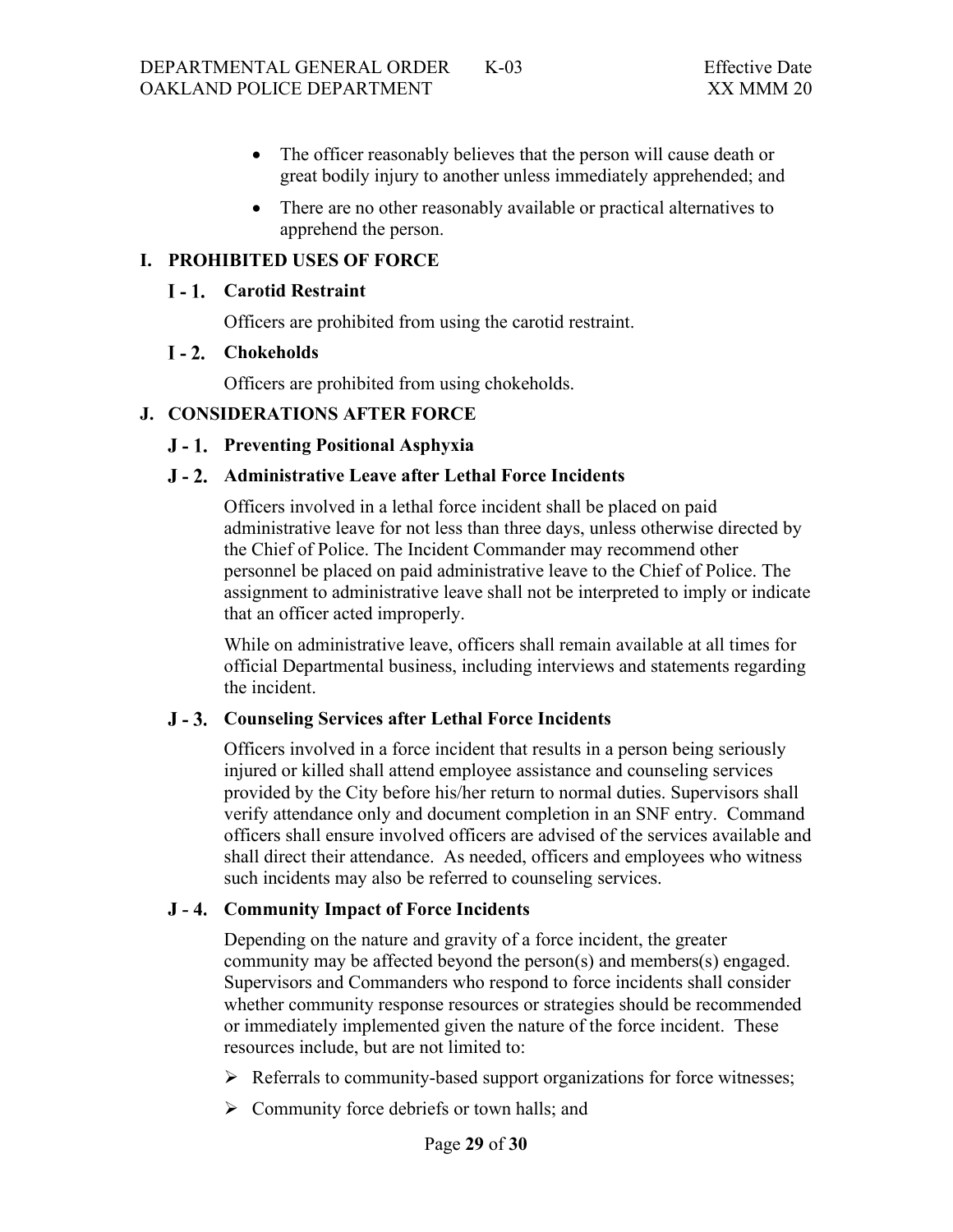- The officer reasonably believes that the person will cause death or great bodily injury to another unless immediately apprehended; and
- There are no other reasonably available or practical alternatives to apprehend the person.

## I. PROHIBITED USES OF FORCE

### I - 1. Carotid Restraint

Officers are prohibited from using the carotid restraint.

### I - 2. Chokeholds

Officers are prohibited from using chokeholds.

## J. CONSIDERATIONS AFTER FORCE

### J - 1. Preventing Positional Asphyxia

### J - 2. Administrative Leave after Lethal Force Incidents

Officers involved in a lethal force incident shall be placed on paid administrative leave for not less than three days, unless otherwise directed by the Chief of Police. The Incident Commander may recommend other personnel be placed on paid administrative leave to the Chief of Police. The assignment to administrative leave shall not be interpreted to imply or indicate that an officer acted improperly.

While on administrative leave, officers shall remain available at all times for official Departmental business, including interviews and statements regarding the incident.

### J - 3. Counseling Services after Lethal Force Incidents

Officers involved in a force incident that results in a person being seriously injured or killed shall attend employee assistance and counseling services provided by the City before his/her return to normal duties. Supervisors shall verify attendance only and document completion in an SNF entry. Command officers shall ensure involved officers are advised of the services available and shall direct their attendance. As needed, officers and employees who witness such incidents may also be referred to counseling services.

### J - 4. Community Impact of Force Incidents

Depending on the nature and gravity of a force incident, the greater community may be affected beyond the person(s) and members(s) engaged. Supervisors and Commanders who respond to force incidents shall consider whether community response resources or strategies should be recommended or immediately implemented given the nature of the force incident. These resources include, but are not limited to:

- Referrals to community-based support organizations for force witnesses;
- Community force debriefs or town halls; and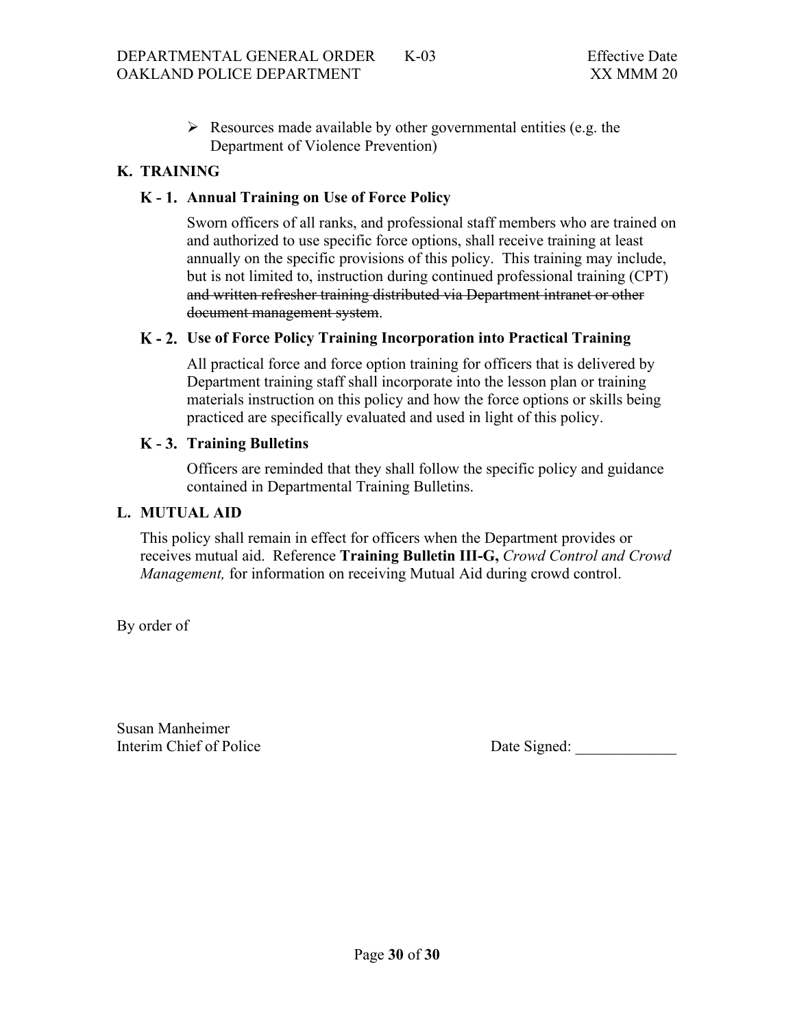- Resources made available by other governmental entities (e.g. the Department of Violence Prevention)

## K. TRAINING

### K - 1. Annual Training on Use of Force Policy

Sworn officers of all ranks, and professional staff members who are trained on and authorized to use specific force options, shall receive training at least annually on the specific provisions of this policy. This training may include, but is not limited to, instruction during continued professional training (CPT) ~~and written refresher training distributed via Department intranet or other document management system~~.

### K - 2. Use of Force Policy Training Incorporation into Practical Training

All practical force and force option training for officers that is delivered by Department training staff shall incorporate into the lesson plan or training materials instruction on this policy and how the force options or skills being practiced are specifically evaluated and used in light of this policy.

### K - 3. Training Bulletins

Officers are reminded that they shall follow the specific policy and guidance contained in Departmental Training Bulletins.

## L. MUTUAL AID

This policy shall remain in effect for officers when the Department provides or receives mutual aid. Reference **Training Bulletin III-G,** *Crowd Control and Crowd Management,* for information on receiving Mutual Aid during crowd control.

By order of

Susan Manheimer
Interim Chief of Police

Date Signed: _____________